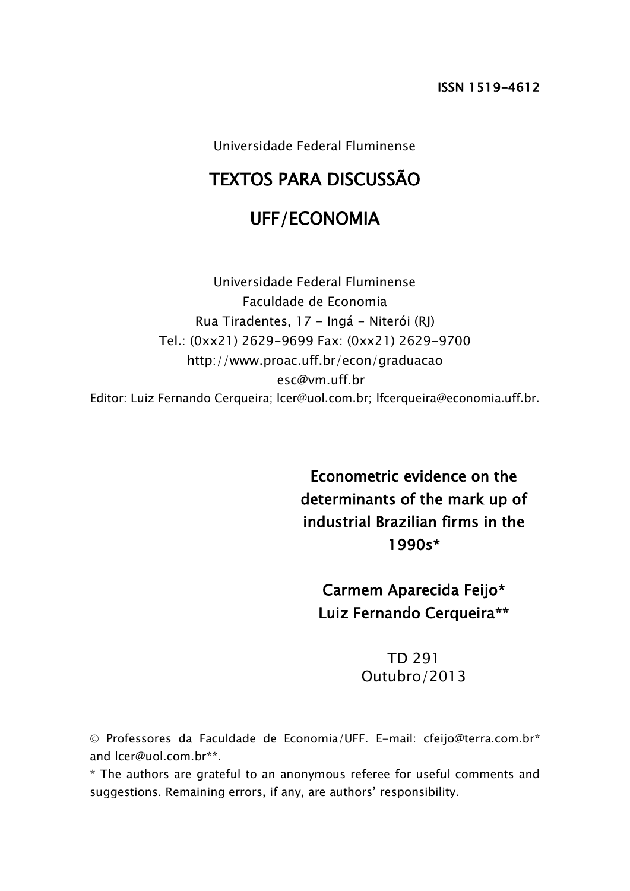ISSN 1519-4612

Universidade Federal Fluminense

# TEXTOS PARA DISCUSSÃO

# UFF/ECONOMIA

Universidade Federal Fluminense
Faculdade de Economia
Rua Tiradentes, 17 - Ingá - Niterói (RJ)
Tel.: (0xx21) 2629-9699 Fax: (0xx21) 2629-9700
http://www.proac.uff.br/econ/graduacao
esc@vm.uff.br
Editor: Luiz Fernando Cerqueira; lcer@uol.com.br; lfcerqueira@economia.uff.br.

## Econometric evidence on the determinants of the mark up of industrial Brazilian firms in the 1990s*

**Carmem Aparecida Feijo***
**Luiz Fernando Cerqueira****

TD 291
Outubro/2013

© Professores da Faculdade de Economia/UFF. E-mail: cfeijo@terra.com.br* and lcer@uol.com.br**.

* The authors are grateful to an anonymous referee for useful comments and suggestions. Remaining errors, if any, are authors' responsibility.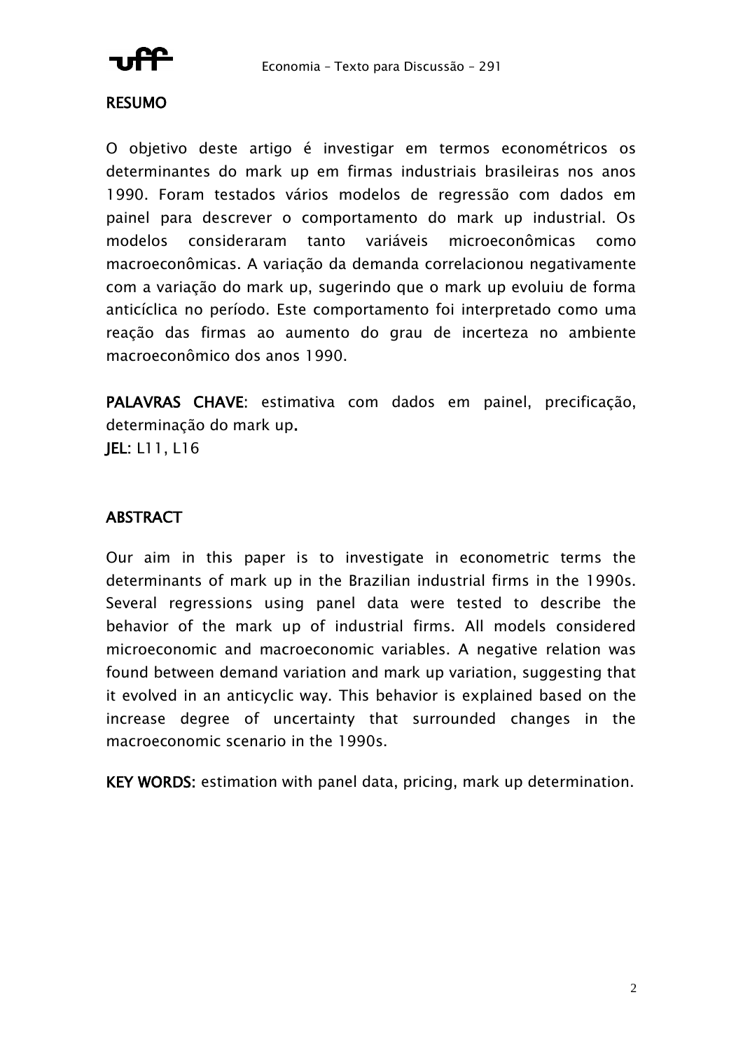## RESUMO

O objetivo deste artigo é investigar em termos econométricos os determinantes do mark up em firmas industriais brasileiras nos anos 1990. Foram testados vários modelos de regressão com dados em painel para descrever o comportamento do mark up industrial. Os modelos consideraram tanto variáveis microeconômicas como macroeconômicas. A variação da demanda correlacionou negativamente com a variação do mark up, sugerindo que o mark up evoluiu de forma anticíclica no período. Este comportamento foi interpretado como uma reação das firmas ao aumento do grau de incerteza no ambiente macroeconômico dos anos 1990.

**PALAVRAS CHAVE**: estimativa com dados em painel, precificação, determinação do mark up.
**JEL**: L11, L16

## ABSTRACT

Our aim in this paper is to investigate in econometric terms the determinants of mark up in the Brazilian industrial firms in the 1990s. Several regressions using panel data were tested to describe the behavior of the mark up of industrial firms. All models considered microeconomic and macroeconomic variables. A negative relation was found between demand variation and mark up variation, suggesting that it evolved in an anticyclic way. This behavior is explained based on the increase degree of uncertainty that surrounded changes in the macroeconomic scenario in the 1990s.

**KEY WORDS:** estimation with panel data, pricing, mark up determination.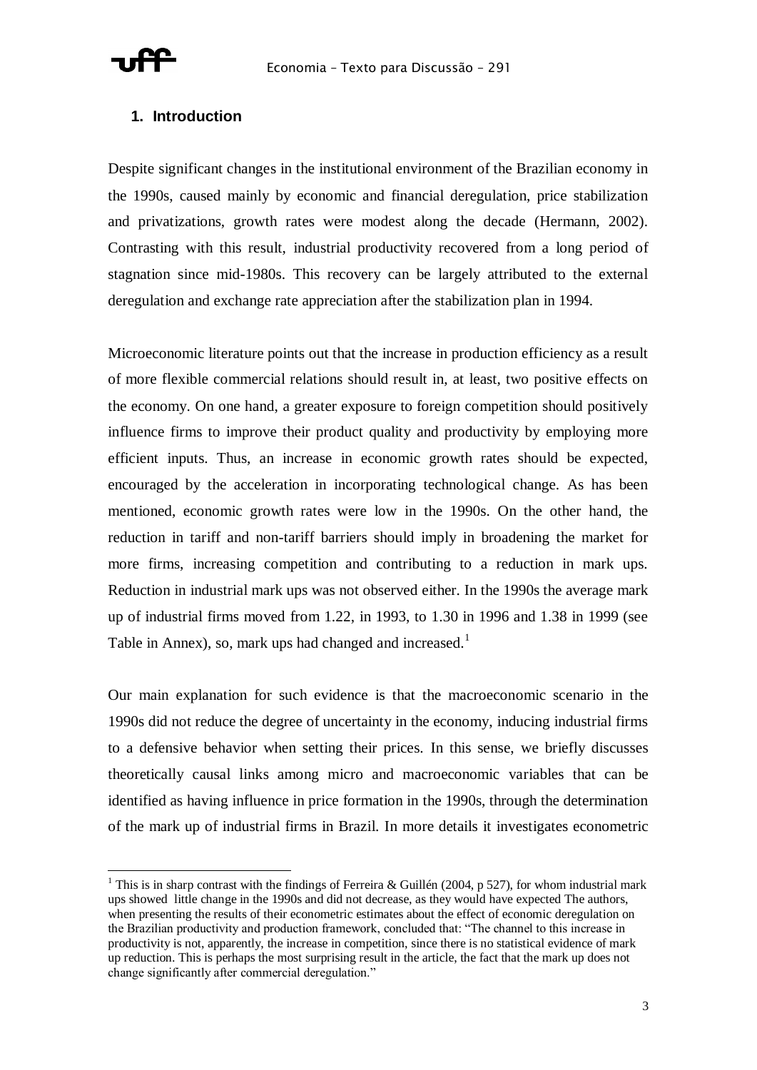## 1. Introduction

Despite significant changes in the institutional environment of the Brazilian economy in the 1990s, caused mainly by economic and financial deregulation, price stabilization and privatizations, growth rates were modest along the decade (Hermann, 2002). Contrasting with this result, industrial productivity recovered from a long period of stagnation since mid-1980s. This recovery can be largely attributed to the external deregulation and exchange rate appreciation after the stabilization plan in 1994.

Microeconomic literature points out that the increase in production efficiency as a result of more flexible commercial relations should result in, at least, two positive effects on the economy. On one hand, a greater exposure to foreign competition should positively influence firms to improve their product quality and productivity by employing more efficient inputs. Thus, an increase in economic growth rates should be expected, encouraged by the acceleration in incorporating technological change. As has been mentioned, economic growth rates were low in the 1990s. On the other hand, the reduction in tariff and non-tariff barriers should imply in broadening the market for more firms, increasing competition and contributing to a reduction in mark ups. Reduction in industrial mark ups was not observed either. In the 1990s the average mark up of industrial firms moved from 1.22, in 1993, to 1.30 in 1996 and 1.38 in 1999 (see Table in Annex), so, mark ups had changed and increased.[1]

Our main explanation for such evidence is that the macroeconomic scenario in the 1990s did not reduce the degree of uncertainty in the economy, inducing industrial firms to a defensive behavior when setting their prices. In this sense, we briefly discusses theoretically causal links among micro and macroeconomic variables that can be identified as having influence in price formation in the 1990s, through the determination of the mark up of industrial firms in Brazil. In more details it investigates econometric

[1] This is in sharp contrast with the findings of Ferreira & Guillén (2004, p 527), for whom industrial mark ups showed little change in the 1990s and did not decrease, as they would have expected The authors, when presenting the results of their econometric estimates about the effect of economic deregulation on the Brazilian productivity and production framework, concluded that: "The channel to this increase in productivity is not, apparently, the increase in competition, since there is no statistical evidence of mark up reduction. This is perhaps the most surprising result in the article, the fact that the mark up does not change significantly after commercial deregulation."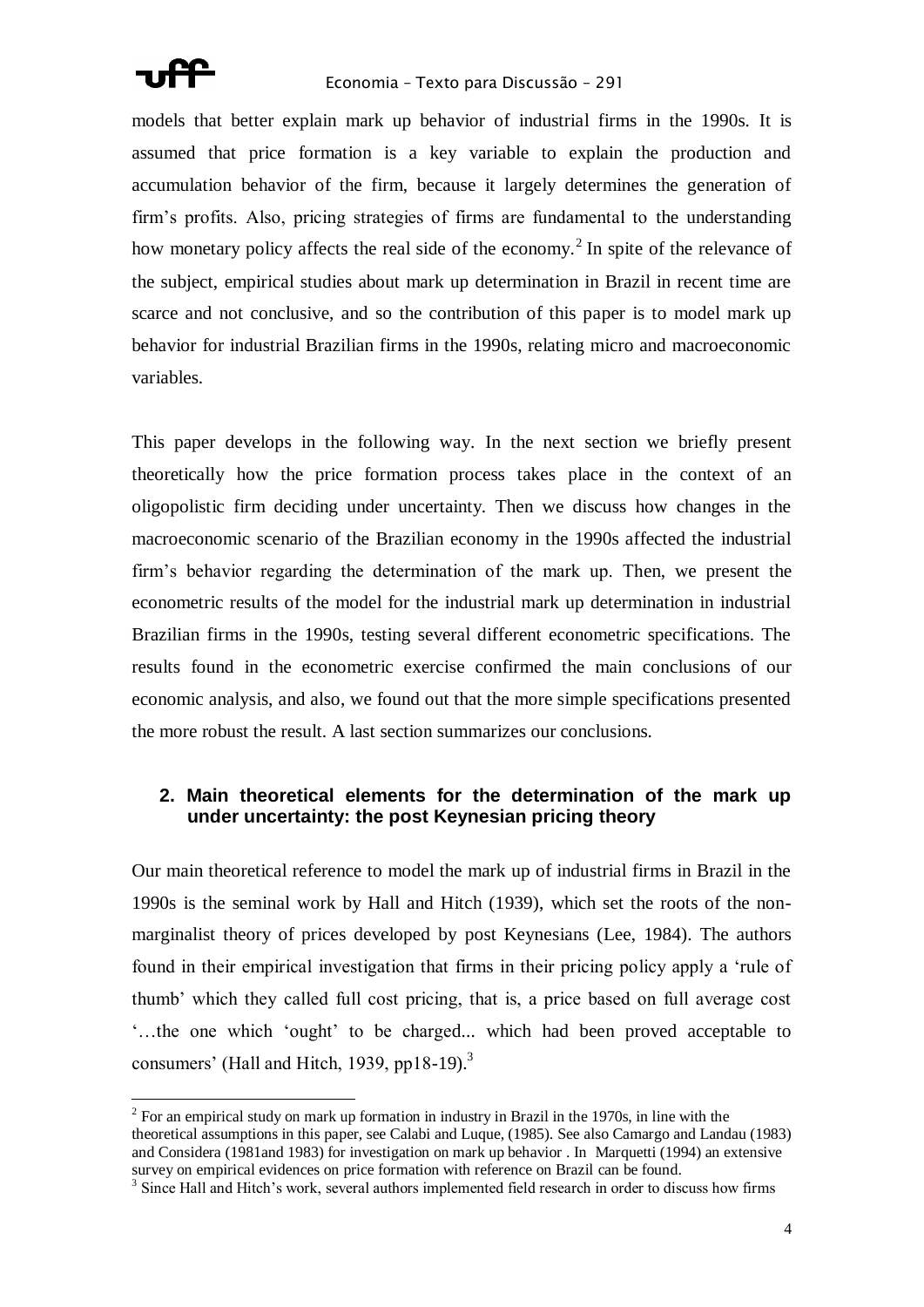models that better explain mark up behavior of industrial firms in the 1990s. It is assumed that price formation is a key variable to explain the production and accumulation behavior of the firm, because it largely determines the generation of firm's profits. Also, pricing strategies of firms are fundamental to the understanding how monetary policy affects the real side of the economy.[2] In spite of the relevance of the subject, empirical studies about mark up determination in Brazil in recent time are scarce and not conclusive, and so the contribution of this paper is to model mark up behavior for industrial Brazilian firms in the 1990s, relating micro and macroeconomic variables.

This paper develops in the following way. In the next section we briefly present theoretically how the price formation process takes place in the context of an oligopolistic firm deciding under uncertainty. Then we discuss how changes in the macroeconomic scenario of the Brazilian economy in the 1990s affected the industrial firm's behavior regarding the determination of the mark up. Then, we present the econometric results of the model for the industrial mark up determination in industrial Brazilian firms in the 1990s, testing several different econometric specifications. The results found in the econometric exercise confirmed the main conclusions of our economic analysis, and also, we found out that the more simple specifications presented the more robust the result. A last section summarizes our conclusions.

## 2. Main theoretical elements for the determination of the mark up under uncertainty: the post Keynesian pricing theory

Our main theoretical reference to model the mark up of industrial firms in Brazil in the 1990s is the seminal work by Hall and Hitch (1939), which set the roots of the non-marginalist theory of prices developed by post Keynesians (Lee, 1984). The authors found in their empirical investigation that firms in their pricing policy apply a 'rule of thumb' which they called full cost pricing, that is, a price based on full average cost '…the one which 'ought' to be charged... which had been proved acceptable to consumers' (Hall and Hitch, 1939, pp18-19).[3]

---

[2] For an empirical study on mark up formation in industry in Brazil in the 1970s, in line with the theoretical assumptions in this paper, see Calabi and Luque, (1985). See also Camargo and Landau (1983) and Considera (1981and 1983) for investigation on mark up behavior . In Marquetti (1994) an extensive survey on empirical evidences on price formation with reference on Brazil can be found.

[3] Since Hall and Hitch's work, several authors implemented field research in order to discuss how firms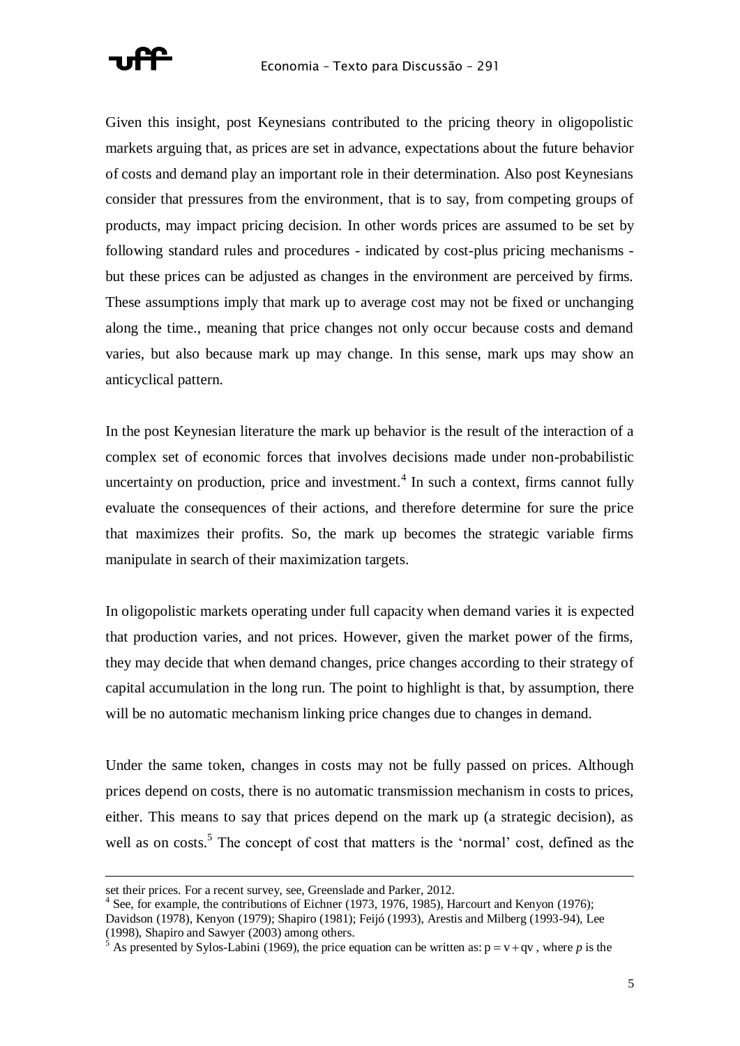Given this insight, post Keynesians contributed to the pricing theory in oligopolistic markets arguing that, as prices are set in advance, expectations about the future behavior of costs and demand play an important role in their determination. Also post Keynesians consider that pressures from the environment, that is to say, from competing groups of products, may impact pricing decision. In other words prices are assumed to be set by following standard rules and procedures - indicated by cost-plus pricing mechanisms - but these prices can be adjusted as changes in the environment are perceived by firms. These assumptions imply that mark up to average cost may not be fixed or unchanging along the time., meaning that price changes not only occur because costs and demand varies, but also because mark up may change. In this sense, mark ups may show an anticyclical pattern.

In the post Keynesian literature the mark up behavior is the result of the interaction of a complex set of economic forces that involves decisions made under non-probabilistic uncertainty on production, price and investment.[4] In such a context, firms cannot fully evaluate the consequences of their actions, and therefore determine for sure the price that maximizes their profits. So, the mark up becomes the strategic variable firms manipulate in search of their maximization targets.

In oligopolistic markets operating under full capacity when demand varies it is expected that production varies, and not prices. However, given the market power of the firms, they may decide that when demand changes, price changes according to their strategy of capital accumulation in the long run. The point to highlight is that, by assumption, there will be no automatic mechanism linking price changes due to changes in demand.

Under the same token, changes in costs may not be fully passed on prices. Although prices depend on costs, there is no automatic transmission mechanism in costs to prices, either. This means to say that prices depend on the mark up (a strategic decision), as well as on costs.[5] The concept of cost that matters is the 'normal' cost, defined as the

---

set their prices. For a recent survey, see, Greenslade and Parker, 2012.

[4] See, for example, the contributions of Eichner (1973, 1976, 1985), Harcourt and Kenyon (1976); Davidson (1978), Kenyon (1979); Shapiro (1981); Feijó (1993), Arestis and Milberg (1993-94), Lee (1998), Shapiro and Sawyer (2003) among others.

[5] As presented by Sylos-Labini (1969), the price equation can be written as: $p = v + qv$ , where *p* is the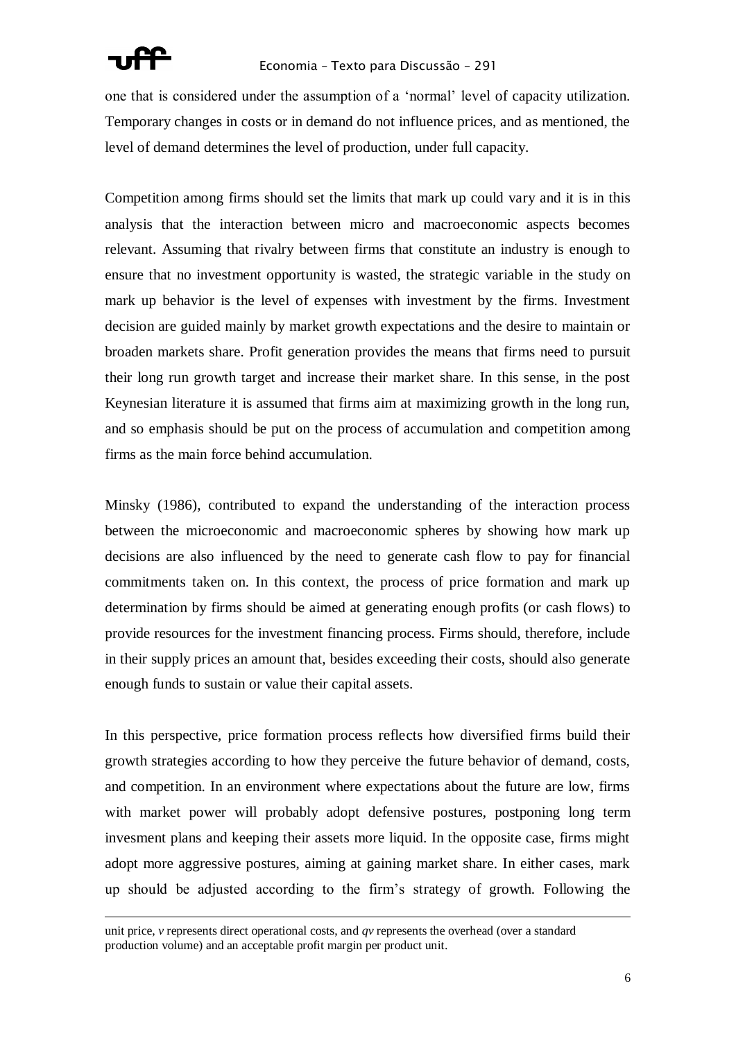one that is considered under the assumption of a 'normal' level of capacity utilization. Temporary changes in costs or in demand do not influence prices, and as mentioned, the level of demand determines the level of production, under full capacity.

Competition among firms should set the limits that mark up could vary and it is in this analysis that the interaction between micro and macroeconomic aspects becomes relevant. Assuming that rivalry between firms that constitute an industry is enough to ensure that no investment opportunity is wasted, the strategic variable in the study on mark up behavior is the level of expenses with investment by the firms. Investment decision are guided mainly by market growth expectations and the desire to maintain or broaden markets share. Profit generation provides the means that firms need to pursuit their long run growth target and increase their market share. In this sense, in the post Keynesian literature it is assumed that firms aim at maximizing growth in the long run, and so emphasis should be put on the process of accumulation and competition among firms as the main force behind accumulation.

Minsky (1986), contributed to expand the understanding of the interaction process between the microeconomic and macroeconomic spheres by showing how mark up decisions are also influenced by the need to generate cash flow to pay for financial commitments taken on. In this context, the process of price formation and mark up determination by firms should be aimed at generating enough profits (or cash flows) to provide resources for the investment financing process. Firms should, therefore, include in their supply prices an amount that, besides exceeding their costs, should also generate enough funds to sustain or value their capital assets.

In this perspective, price formation process reflects how diversified firms build their growth strategies according to how they perceive the future behavior of demand, costs, and competition. In an environment where expectations about the future are low, firms with market power will probably adopt defensive postures, postponing long term invesment plans and keeping their assets more liquid. In the opposite case, firms might adopt more aggressive postures, aiming at gaining market share. In either cases, mark up should be adjusted according to the firm's strategy of growth. Following the

---

unit price, $v$ represents direct operational costs, and $qv$ represents the overhead (over a standard production volume) and an acceptable profit margin per product unit.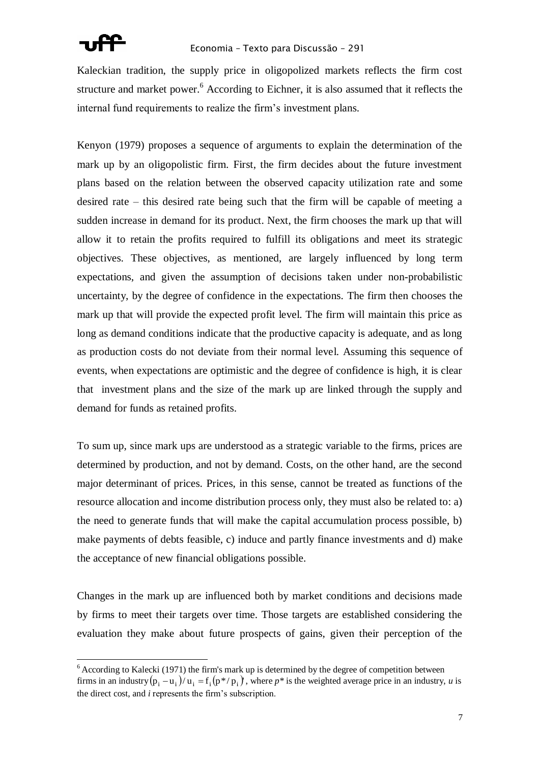Kaleckian tradition, the supply price in oligopolized markets reflects the firm cost structure and market power.[6] According to Eichner, it is also assumed that it reflects the internal fund requirements to realize the firm's investment plans.

Kenyon (1979) proposes a sequence of arguments to explain the determination of the mark up by an oligopolistic firm. First, the firm decides about the future investment plans based on the relation between the observed capacity utilization rate and some desired rate – this desired rate being such that the firm will be capable of meeting a sudden increase in demand for its product. Next, the firm chooses the mark up that will allow it to retain the profits required to fulfill its obligations and meet its strategic objectives. These objectives, as mentioned, are largely influenced by long term expectations, and given the assumption of decisions taken under non-probabilistic uncertainty, by the degree of confidence in the expectations. The firm then chooses the mark up that will provide the expected profit level. The firm will maintain this price as long as demand conditions indicate that the productive capacity is adequate, and as long as production costs do not deviate from their normal level. Assuming this sequence of events, when expectations are optimistic and the degree of confidence is high, it is clear that investment plans and the size of the mark up are linked through the supply and demand for funds as retained profits.

To sum up, since mark ups are understood as a strategic variable to the firms, prices are determined by production, and not by demand. Costs, on the other hand, are the second major determinant of prices. Prices, in this sense, cannot be treated as functions of the resource allocation and income distribution process only, they must also be related to: a) the need to generate funds that will make the capital accumulation process possible, b) make payments of debts feasible, c) induce and partly finance investments and d) make the acceptance of new financial obligations possible.

Changes in the mark up are influenced both by market conditions and decisions made by firms to meet their targets over time. Those targets are established considering the evaluation they make about future prospects of gains, given their perception of the

---

[6] According to Kalecki (1971) the firm's mark up is determined by the degree of competition between firms in an industry $(p_i - u_i)/u_i = f_i(p^*/p_i)$, where $p^*$ is the weighted average price in an industry, $u$ is the direct cost, and $i$ represents the firm's subscription.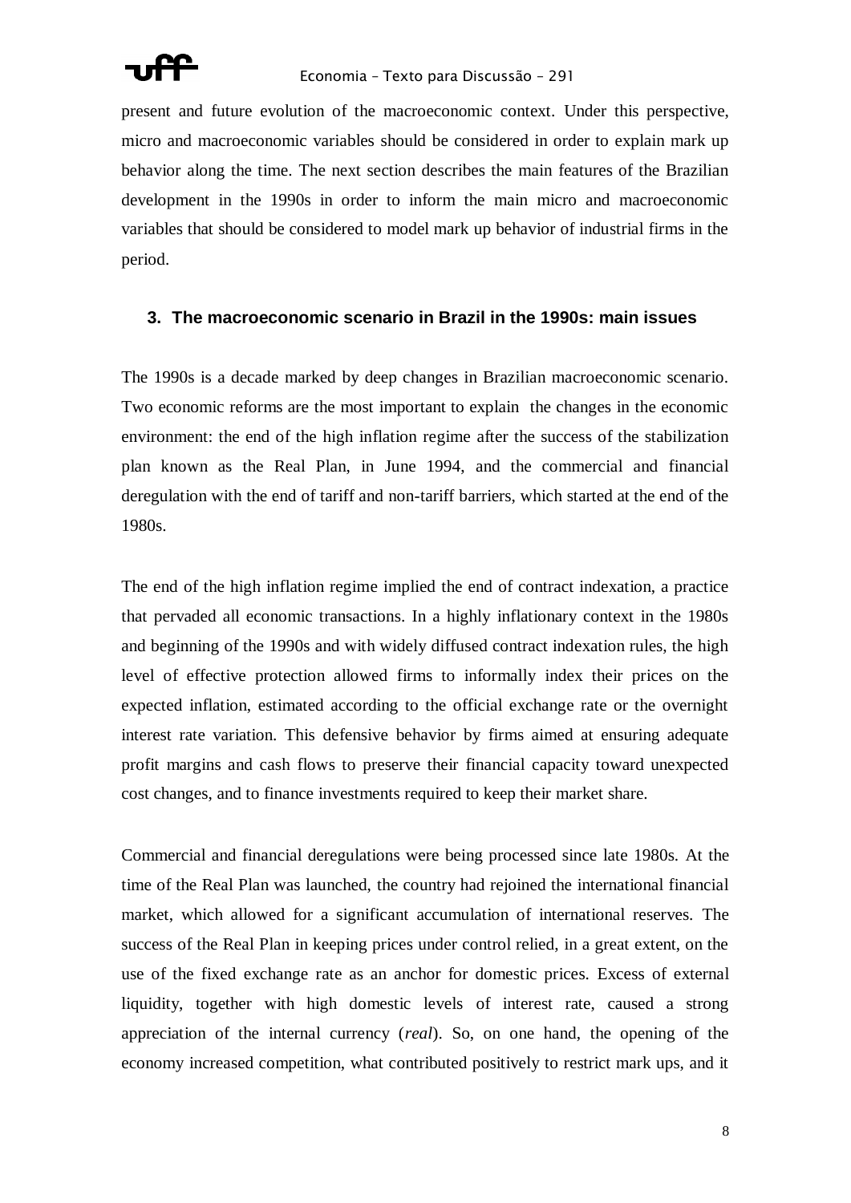present and future evolution of the macroeconomic context. Under this perspective, micro and macroeconomic variables should be considered in order to explain mark up behavior along the time. The next section describes the main features of the Brazilian development in the 1990s in order to inform the main micro and macroeconomic variables that should be considered to model mark up behavior of industrial firms in the period.

## 3. The macroeconomic scenario in Brazil in the 1990s: main issues

The 1990s is a decade marked by deep changes in Brazilian macroeconomic scenario. Two economic reforms are the most important to explain the changes in the economic environment: the end of the high inflation regime after the success of the stabilization plan known as the Real Plan, in June 1994, and the commercial and financial deregulation with the end of tariff and non-tariff barriers, which started at the end of the 1980s.

The end of the high inflation regime implied the end of contract indexation, a practice that pervaded all economic transactions. In a highly inflationary context in the 1980s and beginning of the 1990s and with widely diffused contract indexation rules, the high level of effective protection allowed firms to informally index their prices on the expected inflation, estimated according to the official exchange rate or the overnight interest rate variation. This defensive behavior by firms aimed at ensuring adequate profit margins and cash flows to preserve their financial capacity toward unexpected cost changes, and to finance investments required to keep their market share.

Commercial and financial deregulations were being processed since late 1980s. At the time of the Real Plan was launched, the country had rejoined the international financial market, which allowed for a significant accumulation of international reserves. The success of the Real Plan in keeping prices under control relied, in a great extent, on the use of the fixed exchange rate as an anchor for domestic prices. Excess of external liquidity, together with high domestic levels of interest rate, caused a strong appreciation of the internal currency (*real*). So, on one hand, the opening of the economy increased competition, what contributed positively to restrict mark ups, and it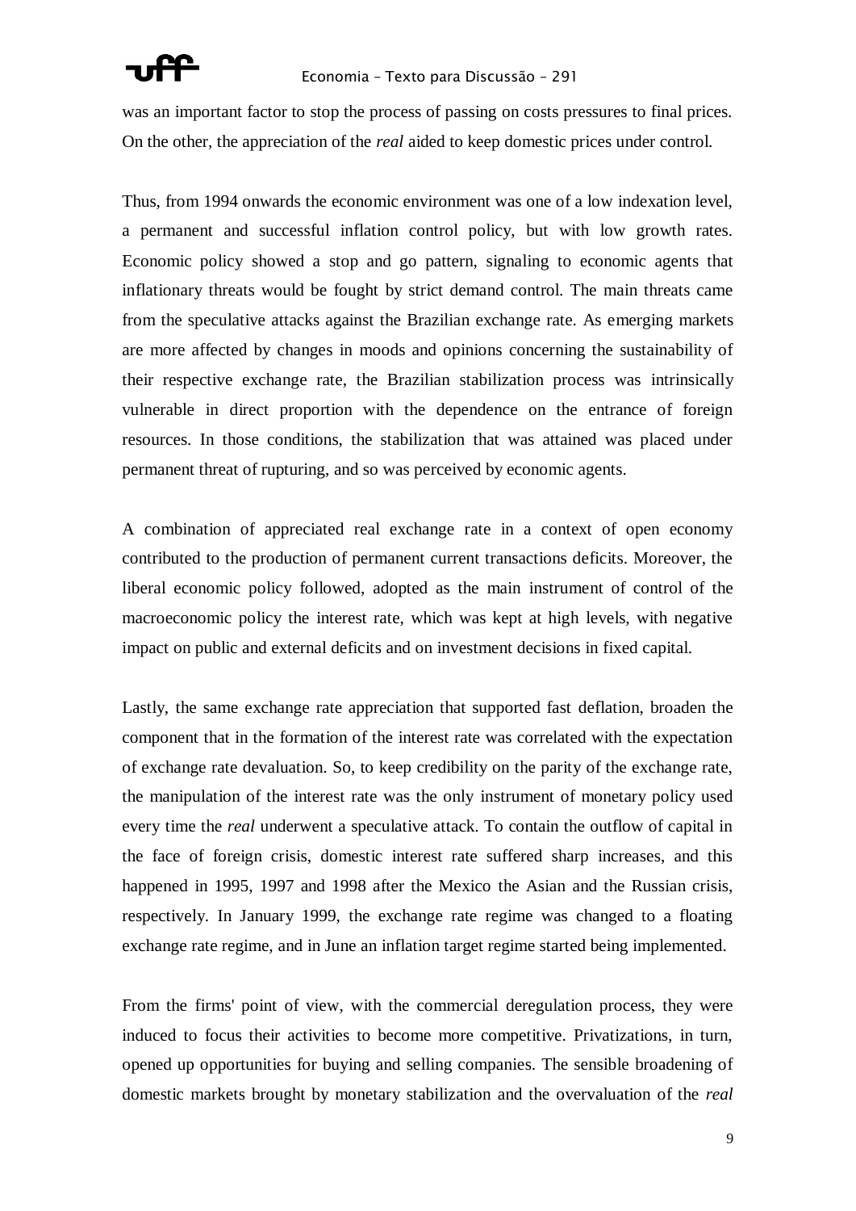was an important factor to stop the process of passing on costs pressures to final prices. On the other, the appreciation of the *real* aided to keep domestic prices under control.

Thus, from 1994 onwards the economic environment was one of a low indexation level, a permanent and successful inflation control policy, but with low growth rates. Economic policy showed a stop and go pattern, signaling to economic agents that inflationary threats would be fought by strict demand control. The main threats came from the speculative attacks against the Brazilian exchange rate. As emerging markets are more affected by changes in moods and opinions concerning the sustainability of their respective exchange rate, the Brazilian stabilization process was intrinsically vulnerable in direct proportion with the dependence on the entrance of foreign resources. In those conditions, the stabilization that was attained was placed under permanent threat of rupturing, and so was perceived by economic agents.

A combination of appreciated real exchange rate in a context of open economy contributed to the production of permanent current transactions deficits. Moreover, the liberal economic policy followed, adopted as the main instrument of control of the macroeconomic policy the interest rate, which was kept at high levels, with negative impact on public and external deficits and on investment decisions in fixed capital.

Lastly, the same exchange rate appreciation that supported fast deflation, broaden the component that in the formation of the interest rate was correlated with the expectation of exchange rate devaluation. So, to keep credibility on the parity of the exchange rate, the manipulation of the interest rate was the only instrument of monetary policy used every time the *real* underwent a speculative attack. To contain the outflow of capital in the face of foreign crisis, domestic interest rate suffered sharp increases, and this happened in 1995, 1997 and 1998 after the Mexico the Asian and the Russian crisis, respectively. In January 1999, the exchange rate regime was changed to a floating exchange rate regime, and in June an inflation target regime started being implemented.

From the firms' point of view, with the commercial deregulation process, they were induced to focus their activities to become more competitive. Privatizations, in turn, opened up opportunities for buying and selling companies. The sensible broadening of domestic markets brought by monetary stabilization and the overvaluation of the *real*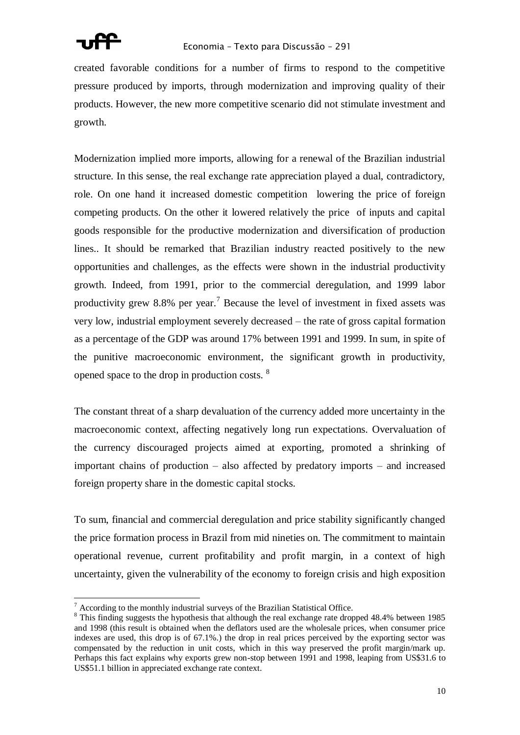created favorable conditions for a number of firms to respond to the competitive pressure produced by imports, through modernization and improving quality of their products. However, the new more competitive scenario did not stimulate investment and growth.

Modernization implied more imports, allowing for a renewal of the Brazilian industrial structure. In this sense, the real exchange rate appreciation played a dual, contradictory, role. On one hand it increased domestic competition lowering the price of foreign competing products. On the other it lowered relatively the price of inputs and capital goods responsible for the productive modernization and diversification of production lines.. It should be remarked that Brazilian industry reacted positively to the new opportunities and challenges, as the effects were shown in the industrial productivity growth. Indeed, from 1991, prior to the commercial deregulation, and 1999 labor productivity grew 8.8% per year.[7] Because the level of investment in fixed assets was very low, industrial employment severely decreased – the rate of gross capital formation as a percentage of the GDP was around 17% between 1991 and 1999. In sum, in spite of the punitive macroeconomic environment, the significant growth in productivity, opened space to the drop in production costs. [8]

The constant threat of a sharp devaluation of the currency added more uncertainty in the macroeconomic context, affecting negatively long run expectations. Overvaluation of the currency discouraged projects aimed at exporting, promoted a shrinking of important chains of production – also affected by predatory imports – and increased foreign property share in the domestic capital stocks.

To sum, financial and commercial deregulation and price stability significantly changed the price formation process in Brazil from mid nineties on. The commitment to maintain operational revenue, current profitability and profit margin, in a context of high uncertainty, given the vulnerability of the economy to foreign crisis and high exposition

---

[7] According to the monthly industrial surveys of the Brazilian Statistical Office.

[8] This finding suggests the hypothesis that although the real exchange rate dropped 48.4% between 1985 and 1998 (this result is obtained when the deflators used are the wholesale prices, when consumer price indexes are used, this drop is of 67.1%.) the drop in real prices perceived by the exporting sector was compensated by the reduction in unit costs, which in this way preserved the profit margin/mark up. Perhaps this fact explains why exports grew non-stop between 1991 and 1998, leaping from US$31.6 to US$51.1 billion in appreciated exchange rate context.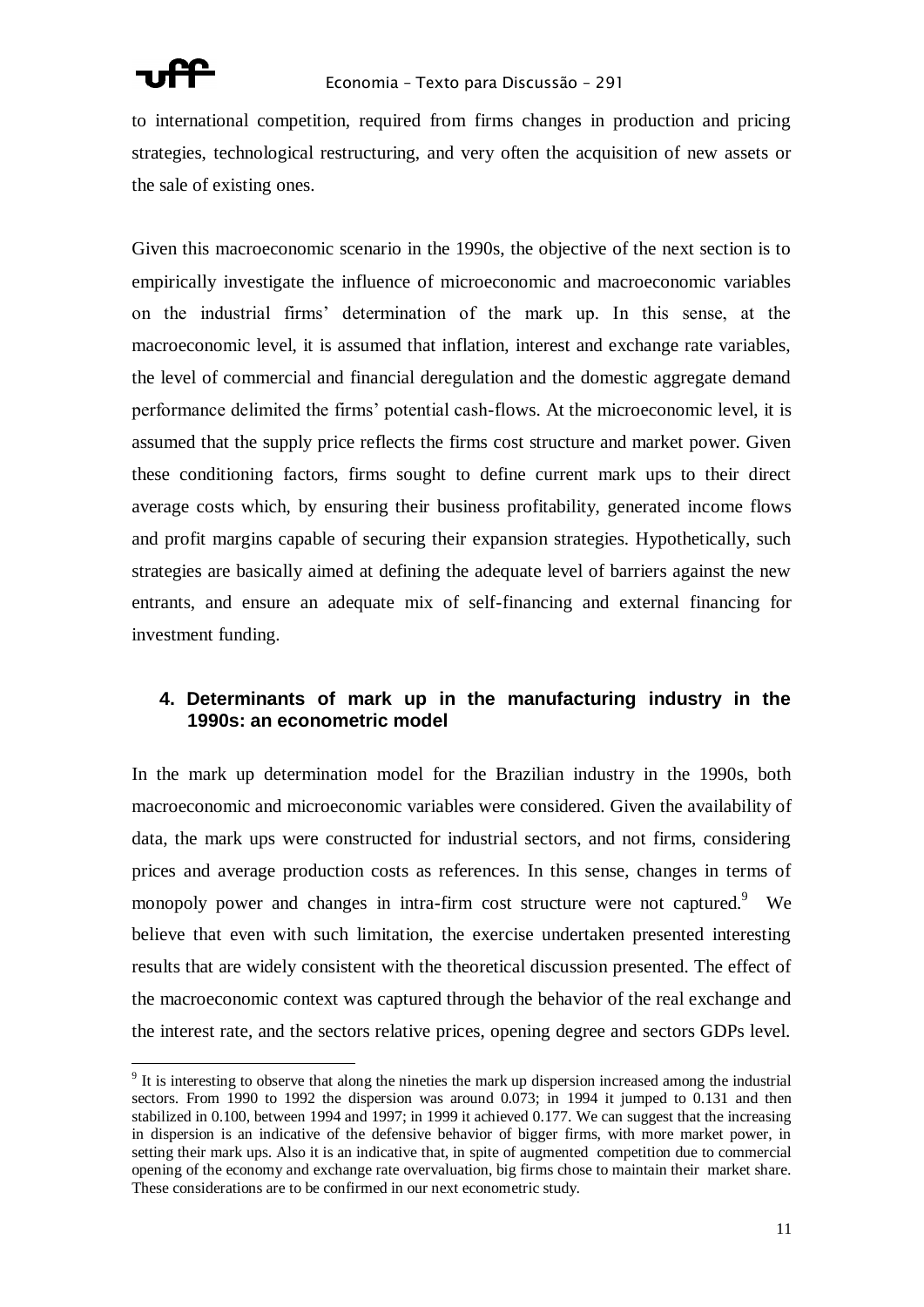to international competition, required from firms changes in production and pricing strategies, technological restructuring, and very often the acquisition of new assets or the sale of existing ones.

Given this macroeconomic scenario in the 1990s, the objective of the next section is to empirically investigate the influence of microeconomic and macroeconomic variables on the industrial firms' determination of the mark up. In this sense, at the macroeconomic level, it is assumed that inflation, interest and exchange rate variables, the level of commercial and financial deregulation and the domestic aggregate demand performance delimited the firms' potential cash-flows. At the microeconomic level, it is assumed that the supply price reflects the firms cost structure and market power. Given these conditioning factors, firms sought to define current mark ups to their direct average costs which, by ensuring their business profitability, generated income flows and profit margins capable of securing their expansion strategies. Hypothetically, such strategies are basically aimed at defining the adequate level of barriers against the new entrants, and ensure an adequate mix of self-financing and external financing for investment funding.

## 4. Determinants of mark up in the manufacturing industry in the 1990s: an econometric model

In the mark up determination model for the Brazilian industry in the 1990s, both macroeconomic and microeconomic variables were considered. Given the availability of data, the mark ups were constructed for industrial sectors, and not firms, considering prices and average production costs as references. In this sense, changes in terms of monopoly power and changes in intra-firm cost structure were not captured.[9] We believe that even with such limitation, the exercise undertaken presented interesting results that are widely consistent with the theoretical discussion presented. The effect of the macroeconomic context was captured through the behavior of the real exchange and the interest rate, and the sectors relative prices, opening degree and sectors GDPs level.

[9] It is interesting to observe that along the nineties the mark up dispersion increased among the industrial sectors. From 1990 to 1992 the dispersion was around 0.073; in 1994 it jumped to 0.131 and then stabilized in 0.100, between 1994 and 1997; in 1999 it achieved 0.177. We can suggest that the increasing in dispersion is an indicative of the defensive behavior of bigger firms, with more market power, in setting their mark ups. Also it is an indicative that, in spite of augmented competition due to commercial opening of the economy and exchange rate overvaluation, big firms chose to maintain their market share. These considerations are to be confirmed in our next econometric study.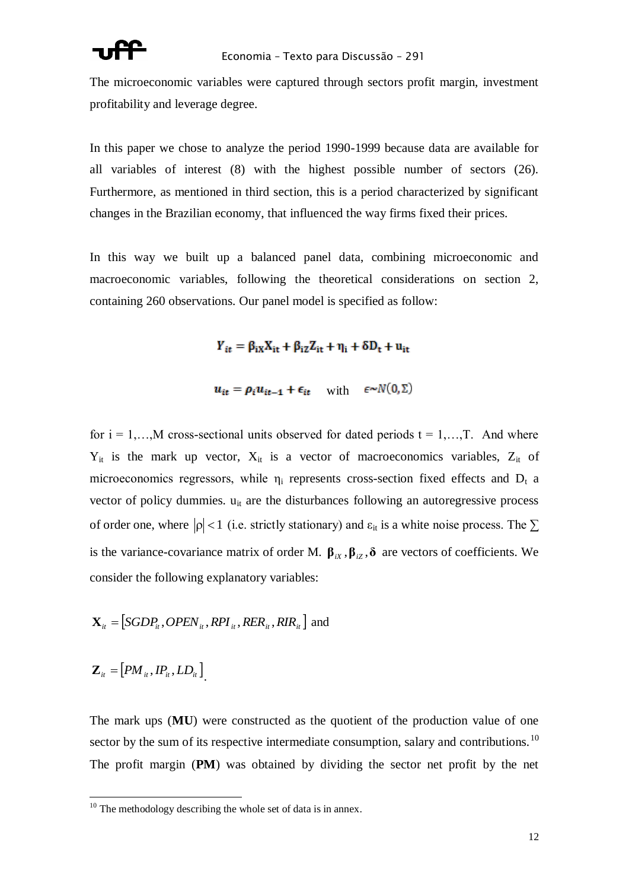The microeconomic variables were captured through sectors profit margin, investment profitability and leverage degree.

In this paper we chose to analyze the period 1990-1999 because data are available for all variables of interest (8) with the highest possible number of sectors (26). Furthermore, as mentioned in third section, this is a period characterized by significant changes in the Brazilian economy, that influenced the way firms fixed their prices.

In this way we built up a balanced panel data, combining microeconomic and macroeconomic variables, following the theoretical considerations on section 2, containing 260 observations. Our panel model is specified as follow:

$$Y_{it} = \beta_{iX}X_{it} + \beta_{iZ}Z_{it} + \eta_i + \delta D_t + u_{it}$$

$$u_{it} = \rho_i u_{it-1} + \epsilon_{it} \quad \text{with} \quad \epsilon \sim N(0, \Sigma)$$

for i = 1,…,M cross-sectional units observed for dated periods t = 1,…,T. And where $Y_{it}$ is the mark up vector, $X_{it}$ is a vector of macroeconomics variables, $Z_{it}$ of microeconomics regressors, while $\eta_i$ represents cross-section fixed effects and $D_t$ a vector of policy dummies. $u_{it}$ are the disturbances following an autoregressive process of order one, where $|\rho| < 1$ (i.e. strictly stationary) and $\varepsilon_{it}$ is a white noise process. The $\sum$ is the variance-covariance matrix of order M. $\boldsymbol{\beta}_{iX}, \boldsymbol{\beta}_{iZ}, \boldsymbol{\delta}$ are vectors of coefficients. We consider the following explanatory variables:

$$\mathbf{X}_{it} = [SGDP_{it}, OPEN_{it}, RPI_{it}, RER_{it}, RIR_{it}] \text{ and}$$

$$\mathbf{Z}_{it} = [PM_{it}, IP_{it}, LD_{it}].$$

The mark ups (**MU**) were constructed as the quotient of the production value of one sector by the sum of its respective intermediate consumption, salary and contributions.[10] The profit margin (**PM**) was obtained by dividing the sector net profit by the net

[10] The methodology describing the whole set of data is in annex.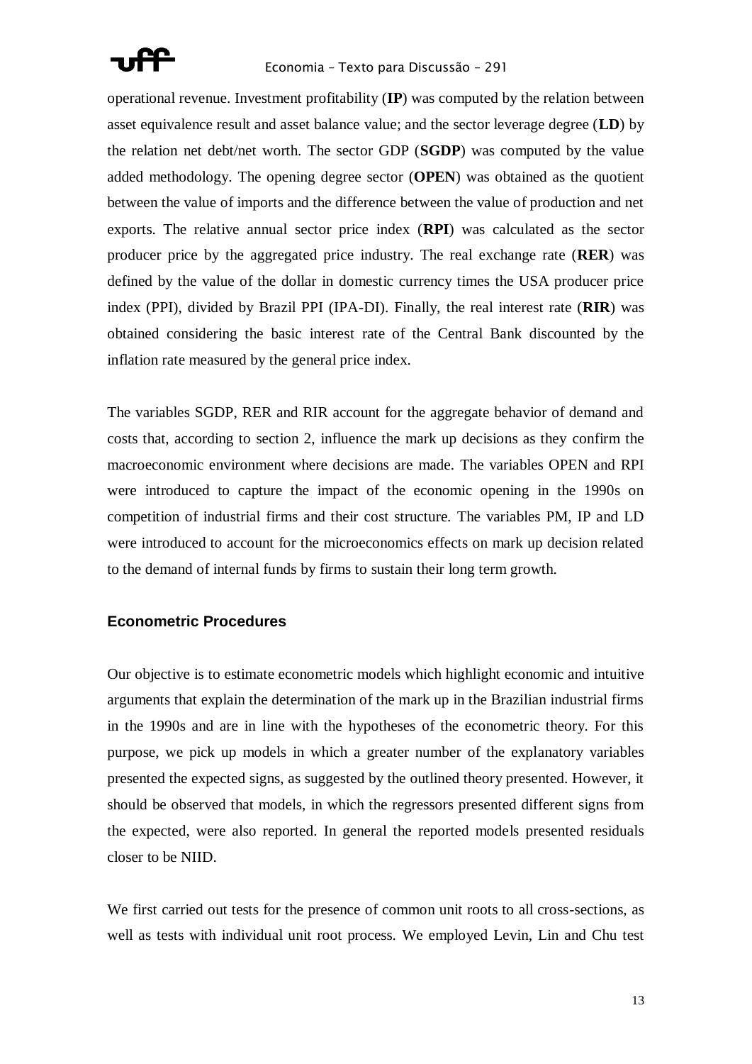operational revenue. Investment profitability (**IP**) was computed by the relation between asset equivalence result and asset balance value; and the sector leverage degree (**LD**) by the relation net debt/net worth. The sector GDP (**SGDP**) was computed by the value added methodology. The opening degree sector (**OPEN**) was obtained as the quotient between the value of imports and the difference between the value of production and net exports. The relative annual sector price index (**RPI**) was calculated as the sector producer price by the aggregated price industry. The real exchange rate (**RER**) was defined by the value of the dollar in domestic currency times the USA producer price index (PPI), divided by Brazil PPI (IPA-DI). Finally, the real interest rate (**RIR**) was obtained considering the basic interest rate of the Central Bank discounted by the inflation rate measured by the general price index.

The variables SGDP, RER and RIR account for the aggregate behavior of demand and costs that, according to section 2, influence the mark up decisions as they confirm the macroeconomic environment where decisions are made. The variables OPEN and RPI were introduced to capture the impact of the economic opening in the 1990s on competition of industrial firms and their cost structure. The variables PM, IP and LD were introduced to account for the microeconomics effects on mark up decision related to the demand of internal funds by firms to sustain their long term growth.

### Econometric Procedures

Our objective is to estimate econometric models which highlight economic and intuitive arguments that explain the determination of the mark up in the Brazilian industrial firms in the 1990s and are in line with the hypotheses of the econometric theory. For this purpose, we pick up models in which a greater number of the explanatory variables presented the expected signs, as suggested by the outlined theory presented. However, it should be observed that models, in which the regressors presented different signs from the expected, were also reported. In general the reported models presented residuals closer to be NIID.

We first carried out tests for the presence of common unit roots to all cross-sections, as well as tests with individual unit root process. We employed Levin, Lin and Chu test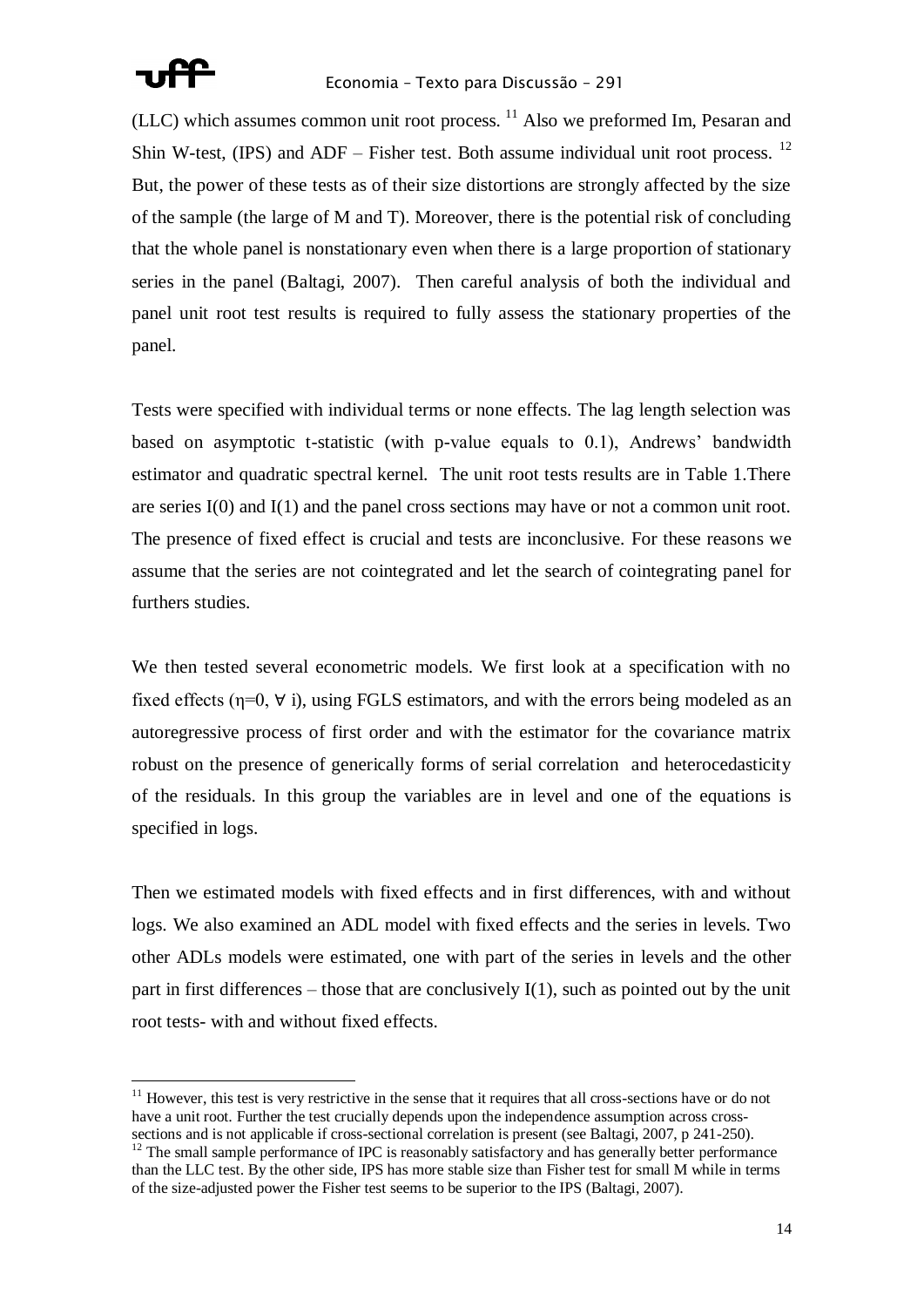(LLC) which assumes common unit root process. [11] Also we preformed Im, Pesaran and Shin W-test, (IPS) and ADF – Fisher test. Both assume individual unit root process. [12] But, the power of these tests as of their size distortions are strongly affected by the size of the sample (the large of M and T). Moreover, there is the potential risk of concluding that the whole panel is nonstationary even when there is a large proportion of stationary series in the panel (Baltagi, 2007). Then careful analysis of both the individual and panel unit root test results is required to fully assess the stationary properties of the panel.

Tests were specified with individual terms or none effects. The lag length selection was based on asymptotic t-statistic (with p-value equals to 0.1), Andrews' bandwidth estimator and quadratic spectral kernel. The unit root tests results are in Table 1.There are series I(0) and I(1) and the panel cross sections may have or not a common unit root. The presence of fixed effect is crucial and tests are inconclusive. For these reasons we assume that the series are not cointegrated and let the search of cointegrating panel for furthers studies.

We then tested several econometric models. We first look at a specification with no fixed effects ($\eta=0, \forall$ i), using FGLS estimators, and with the errors being modeled as an autoregressive process of first order and with the estimator for the covariance matrix robust on the presence of generically forms of serial correlation and heterocedasticity of the residuals. In this group the variables are in level and one of the equations is specified in logs.

Then we estimated models with fixed effects and in first differences, with and without logs. We also examined an ADL model with fixed effects and the series in levels. Two other ADLs models were estimated, one with part of the series in levels and the other part in first differences – those that are conclusively I(1), such as pointed out by the unit root tests- with and without fixed effects.

---

[11] However, this test is very restrictive in the sense that it requires that all cross-sections have or do not have a unit root. Further the test crucially depends upon the independence assumption across cross-sections and is not applicable if cross-sectional correlation is present (see Baltagi, 2007, p 241-250).

[12] The small sample performance of IPC is reasonably satisfactory and has generally better performance than the LLC test. By the other side, IPS has more stable size than Fisher test for small M while in terms of the size-adjusted power the Fisher test seems to be superior to the IPS (Baltagi, 2007).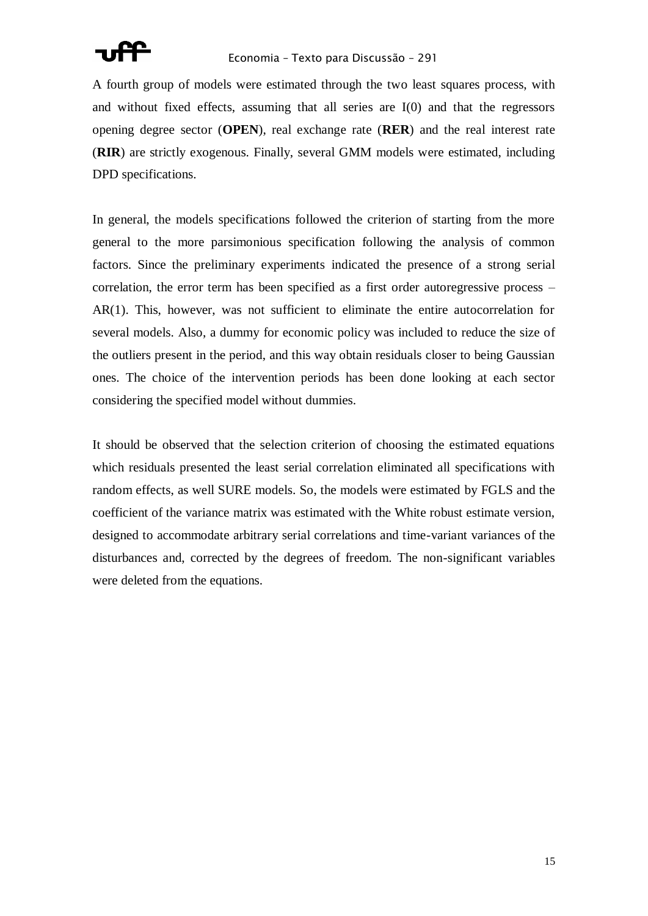A fourth group of models were estimated through the two least squares process, with and without fixed effects, assuming that all series are I(0) and that the regressors opening degree sector (**OPEN**), real exchange rate (**RER**) and the real interest rate (**RIR**) are strictly exogenous. Finally, several GMM models were estimated, including DPD specifications.

In general, the models specifications followed the criterion of starting from the more general to the more parsimonious specification following the analysis of common factors. Since the preliminary experiments indicated the presence of a strong serial correlation, the error term has been specified as a first order autoregressive process – AR(1). This, however, was not sufficient to eliminate the entire autocorrelation for several models. Also, a dummy for economic policy was included to reduce the size of the outliers present in the period, and this way obtain residuals closer to being Gaussian ones. The choice of the intervention periods has been done looking at each sector considering the specified model without dummies.

It should be observed that the selection criterion of choosing the estimated equations which residuals presented the least serial correlation eliminated all specifications with random effects, as well SURE models. So, the models were estimated by FGLS and the coefficient of the variance matrix was estimated with the White robust estimate version, designed to accommodate arbitrary serial correlations and time-variant variances of the disturbances and, corrected by the degrees of freedom. The non-significant variables were deleted from the equations.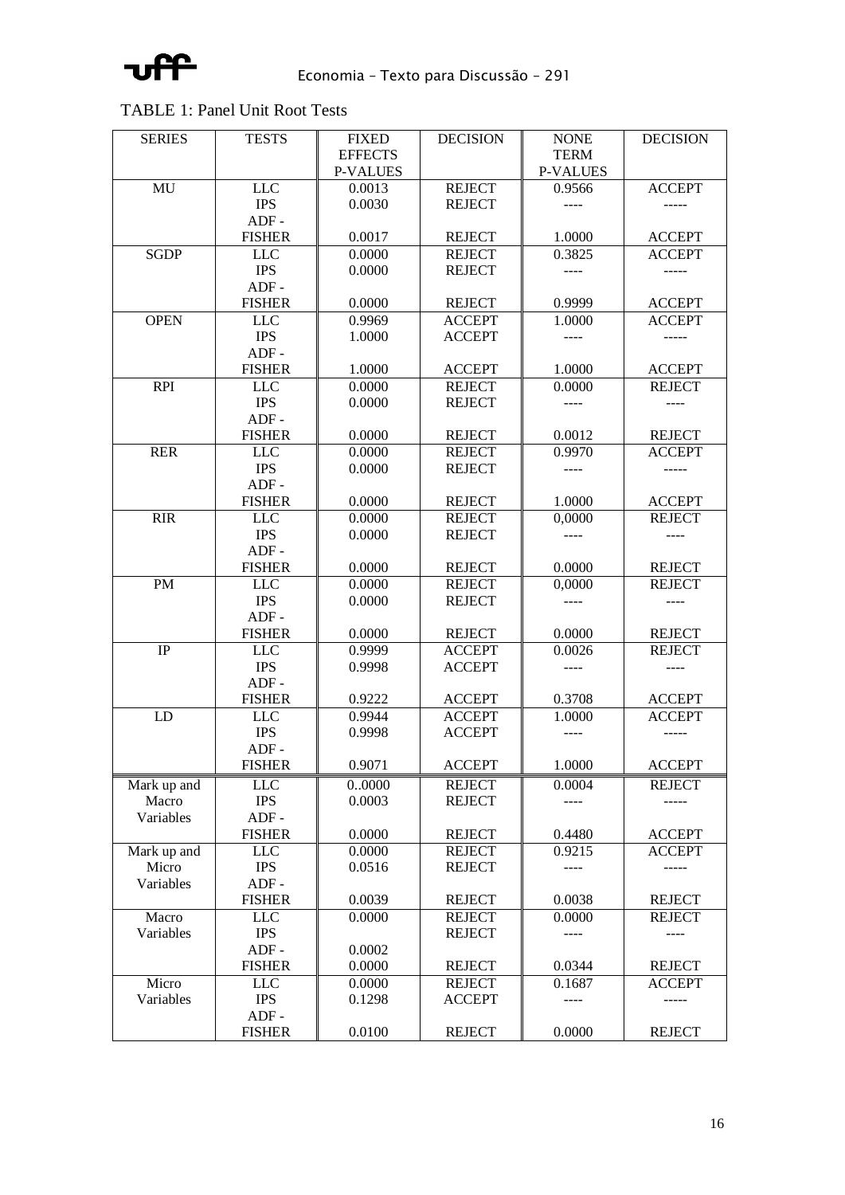TABLE 1: Panel Unit Root Tests

| SERIES | TESTS | FIXED EFFECTS P-VALUES | DECISION | NONE TERM P-VALUES | DECISION |
|---|---|---|---|---|---|
| MU | LLC | 0.0013 | REJECT | 0.9566 | ACCEPT |
| | IPS | 0.0030 | REJECT | ---- | ----- |
| | ADF - FISHER | 0.0017 | REJECT | 1.0000 | ACCEPT |
| SGDP | LLC | 0.0000 | REJECT | 0.3825 | ACCEPT |
| | IPS | 0.0000 | REJECT | ---- | ----- |
| | ADF - FISHER | 0.0000 | REJECT | 0.9999 | ACCEPT |
| OPEN | LLC | 0.9969 | ACCEPT | 1.0000 | ACCEPT |
| | IPS | 1.0000 | ACCEPT | ---- | ----- |
| | ADF - FISHER | 1.0000 | ACCEPT | 1.0000 | ACCEPT |
| RPI | LLC | 0.0000 | REJECT | 0.0000 | REJECT |
| | IPS | 0.0000 | REJECT | ---- | ---- |
| | ADF - FISHER | 0.0000 | REJECT | 0.0012 | REJECT |
| RER | LLC | 0.0000 | REJECT | 0.9970 | ACCEPT |
| | IPS | 0.0000 | REJECT | ---- | ----- |
| | ADF - FISHER | 0.0000 | REJECT | 1.0000 | ACCEPT |
| RIR | LLC | 0.0000 | REJECT | 0,0000 | REJECT |
| | IPS | 0.0000 | REJECT | ---- | ---- |
| | ADF - FISHER | 0.0000 | REJECT | 0.0000 | REJECT |
| PM | LLC | 0.0000 | REJECT | 0,0000 | REJECT |
| | IPS | 0.0000 | REJECT | ---- | ---- |
| | ADF - FISHER | 0.0000 | REJECT | 0.0000 | REJECT |
| IP | LLC | 0.9999 | ACCEPT | 0.0026 | REJECT |
| | IPS | 0.9998 | ACCEPT | ---- | ---- |
| | ADF - FISHER | 0.9222 | ACCEPT | 0.3708 | ACCEPT |
| LD | LLC | 0.9944 | ACCEPT | 1.0000 | ACCEPT |
| | IPS | 0.9998 | ACCEPT | ---- | ----- |
| | ADF - FISHER | 0.9071 | ACCEPT | 1.0000 | ACCEPT |
| Mark up and Macro Variables | LLC | 0..0000 | REJECT | 0.0004 | REJECT |
| | IPS | 0.0003 | REJECT | ---- | ----- |
| | ADF - FISHER | 0.0000 | REJECT | 0.4480 | ACCEPT |
| Mark up and Micro Variables | LLC | 0.0000 | REJECT | 0.9215 | ACCEPT |
| | IPS | 0.0516 | REJECT | ---- | ----- |
| | ADF - FISHER | 0.0039 | REJECT | 0.0038 | REJECT |
| Macro Variables | LLC | 0.0000 | REJECT | 0.0000 | REJECT |
| | IPS | | REJECT | ---- | ---- |
| | ADF - FISHER | 0.0002<br>0.0000 | REJECT | 0.0344 | REJECT |
| Micro Variables | LLC | 0.0000 | REJECT | 0.1687 | ACCEPT |
| | IPS | 0.1298 | ACCEPT | ---- | ----- |
| | ADF - FISHER | 0.0100 | REJECT | 0.0000 | REJECT |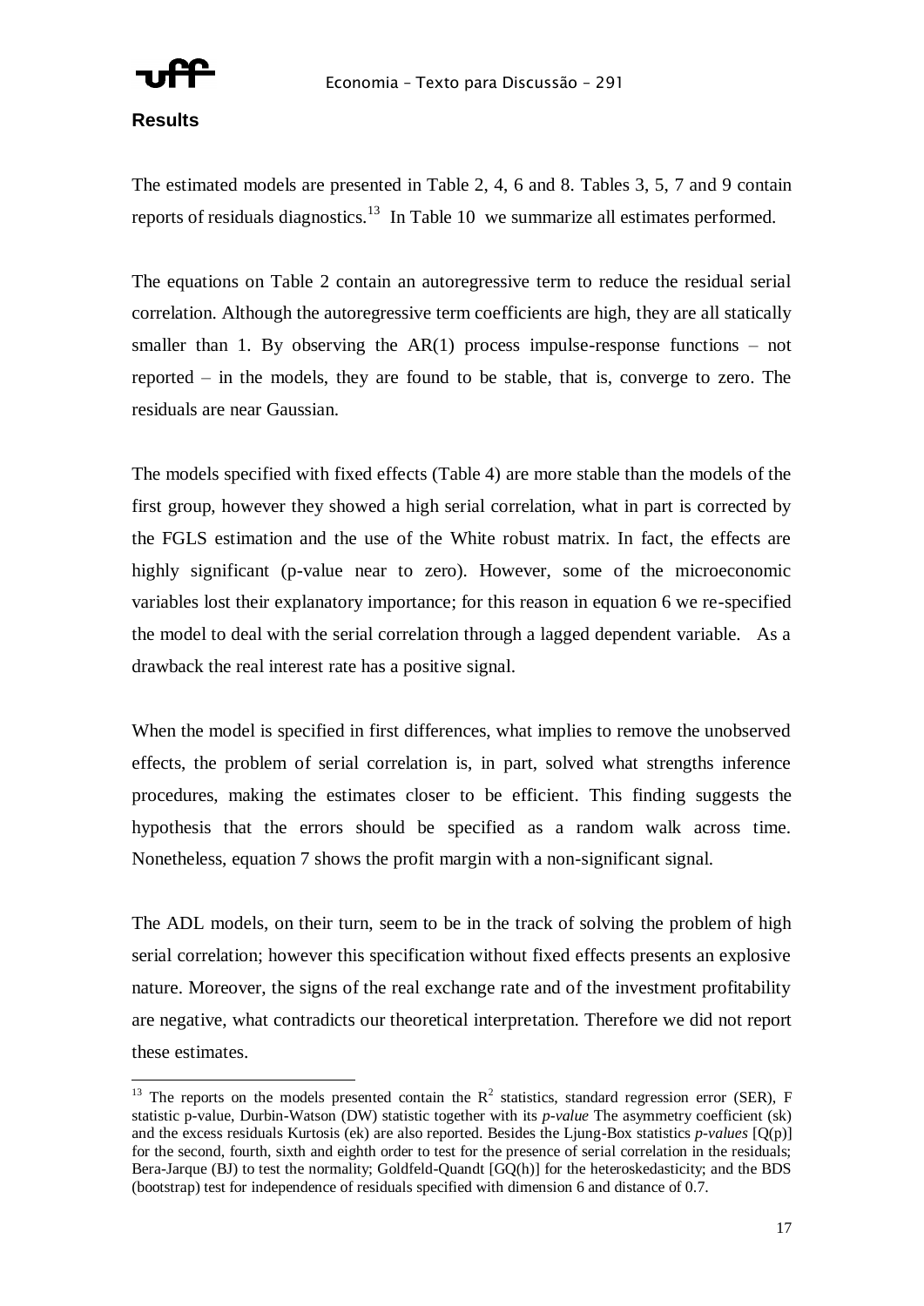**Results**

The estimated models are presented in Table 2, 4, 6 and 8. Tables 3, 5, 7 and 9 contain reports of residuals diagnostics.[13] In Table 10 we summarize all estimates performed.

The equations on Table 2 contain an autoregressive term to reduce the residual serial correlation. Although the autoregressive term coefficients are high, they are all statically smaller than 1. By observing the AR(1) process impulse-response functions – not reported – in the models, they are found to be stable, that is, converge to zero. The residuals are near Gaussian.

The models specified with fixed effects (Table 4) are more stable than the models of the first group, however they showed a high serial correlation, what in part is corrected by the FGLS estimation and the use of the White robust matrix. In fact, the effects are highly significant (p-value near to zero). However, some of the microeconomic variables lost their explanatory importance; for this reason in equation 6 we re-specified the model to deal with the serial correlation through a lagged dependent variable. As a drawback the real interest rate has a positive signal.

When the model is specified in first differences, what implies to remove the unobserved effects, the problem of serial correlation is, in part, solved what strengths inference procedures, making the estimates closer to be efficient. This finding suggests the hypothesis that the errors should be specified as a random walk across time. Nonetheless, equation 7 shows the profit margin with a non-significant signal.

The ADL models, on their turn, seem to be in the track of solving the problem of high serial correlation; however this specification without fixed effects presents an explosive nature. Moreover, the signs of the real exchange rate and of the investment profitability are negative, what contradicts our theoretical interpretation. Therefore we did not report these estimates.

[13] The reports on the models presented contain the $R^2$ statistics, standard regression error (SER), F statistic p-value, Durbin-Watson (DW) statistic together with its *p-value* The asymmetry coefficient (sk) and the excess residuals Kurtosis (ek) are also reported. Besides the Ljung-Box statistics *p-values* [Q(p)] for the second, fourth, sixth and eighth order to test for the presence of serial correlation in the residuals; Bera-Jarque (BJ) to test the normality; Goldfeld-Quandt [GQ(h)] for the heteroskedasticity; and the BDS (bootstrap) test for independence of residuals specified with dimension 6 and distance of 0.7.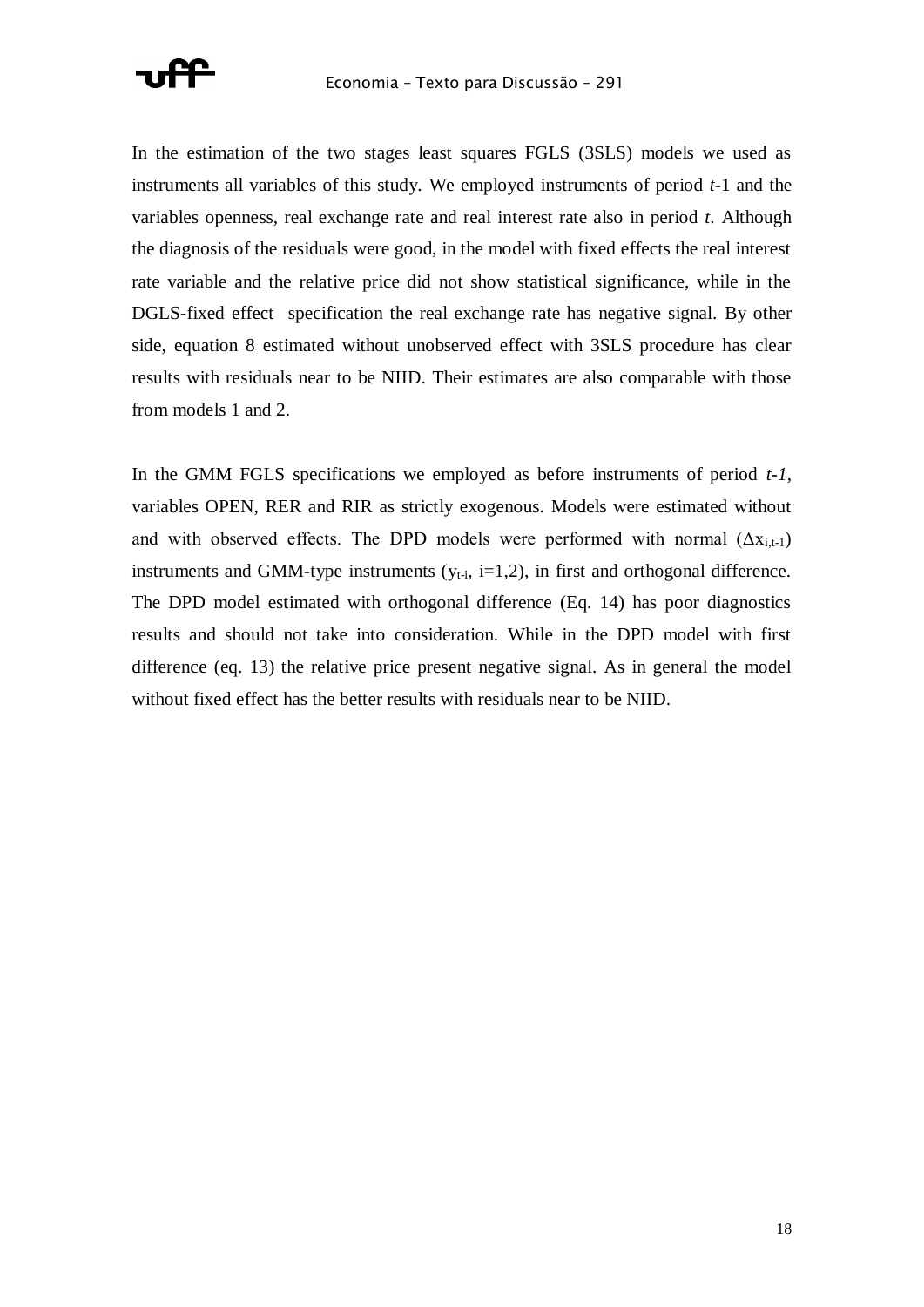In the estimation of the two stages least squares FGLS (3SLS) models we used as instruments all variables of this study. We employed instruments of period *t*-1 and the variables openness, real exchange rate and real interest rate also in period *t*. Although the diagnosis of the residuals were good, in the model with fixed effects the real interest rate variable and the relative price did not show statistical significance, while in the DGLS-fixed effect specification the real exchange rate has negative signal. By other side, equation 8 estimated without unobserved effect with 3SLS procedure has clear results with residuals near to be NIID. Their estimates are also comparable with those from models 1 and 2.

In the GMM FGLS specifications we employed as before instruments of period *t-1*, variables OPEN, RER and RIR as strictly exogenous. Models were estimated without and with observed effects. The DPD models were performed with normal ($\Delta x_{i,t-1}$) instruments and GMM-type instruments ($y_{t-i}$, i=1,2), in first and orthogonal difference. The DPD model estimated with orthogonal difference (Eq. 14) has poor diagnostics results and should not take into consideration. While in the DPD model with first difference (eq. 13) the relative price present negative signal. As in general the model without fixed effect has the better results with residuals near to be NIID.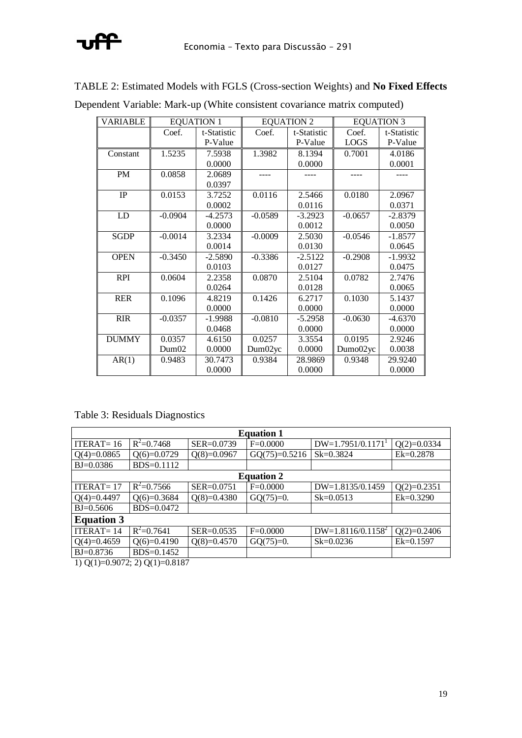TABLE 2: Estimated Models with FGLS (Cross-section Weights) and **No Fixed Effects**

Dependent Variable: Mark-up (White consistent covariance matrix computed)

| VARIABLE | EQUATION 1 | | EQUATION 2 | | EQUATION 3 | |
|---|---|---|---|---|---|---|
| | Coef. | t-Statistic P-Value | Coef. | t-Statistic P-Value | Coef. LOGS | t-Statistic P-Value |
| Constant | 1.5235 | 7.5938 0.0000 | 1.3982 | 8.1394 0.0000 | 0.7001 | 4.0186 0.0001 |
| PM | 0.0858 | 2.0689 0.0397 | ---- | ---- | ---- | ---- |
| IP | 0.0153 | 3.7252 0.0002 | 0.0116 | 2.5466 0.0116 | 0.0180 | 2.0967 0.0371 |
| LD | -0.0904 | -4.2573 0.0000 | -0.0589 | -3.2923 0.0012 | -0.0657 | -2.8379 0.0050 |
| SGDP | -0.0014 | 3.2334 0.0014 | -0.0009 | 2.5030 0.0130 | -0.0546 | -1.8577 0.0645 |
| OPEN | -0.3450 | -2.5890 0.0103 | -0.3386 | -2.5122 0.0127 | -0.2908 | -1.9932 0.0475 |
| RPI | 0.0604 | 2.2358 0.0264 | 0.0870 | 2.5104 0.0128 | 0.0782 | 2.7476 0.0065 |
| RER | 0.1096 | 4.8219 0.0000 | 0.1426 | 6.2717 0.0000 | 0.1030 | 5.1437 0.0000 |
| RIR | -0.0357 | -1.9988 0.0468 | -0.0810 | -5.2958 0.0000 | -0.0630 | -4.6370 0.0000 |
| DUMMY | 0.0357 Dum02 | 4.6150 0.0000 | 0.0257 Dum02yc | 3.3554 0.0000 | 0.0195 Dumo02yc | 2.9246 0.0038 |
| AR(1) | 0.9483 | 30.7473 0.0000 | 0.9384 | 28.9869 0.0000 | 0.9348 | 29.9240 0.0000 |

Table 3: Residuals Diagnostics

| **Equation 1** | | | | | |
|---|---|---|---|---|---|
| ITERAT= 16 | $R^2$=0.7468 | SER=0.0739 | F=0.0000 | DW=1.7951/0.1171[1] | Q(2)=0.0334 |
| Q(4)=0.0865 | Q(6)=0.0729 | Q(8)=0.0967 | GQ(75)=0.5216 | Sk=0.3824 | Ek=0.2878 |
| BJ=0.0386 | BDS=0.1112 | | | | |
| **Equation 2** | | | | | |
| ITERAT= 17 | $R^2$=0.7566 | SER=0.0751 | F=0.0000 | DW=1.8135/0.1459 | Q(2)=0.2351 |
| Q(4)=0.4497 | Q(6)=0.3684 | Q(8)=0.4380 | GQ(75)=0. | Sk=0.0513 | Ek=0.3290 |
| BJ=0.5606 | BDS=0.0472 | | | | |
| **Equation 3** | | | | | |
| ITERAT= 14 | $R^2$=0.7641 | SER=0.0535 | F=0.0000 | DW=1.8116/0.1158[2] | Q(2)=0.2406 |
| Q(4)=0.4659 | Q(6)=0.4190 | Q(8)=0.4570 | GQ(75)=0. | Sk=0.0236 | Ek=0.1597 |
| BJ=0.8736 | BDS=0.1452 | | | | |

1) Q(1)=0.9072; 2) Q(1)=0.8187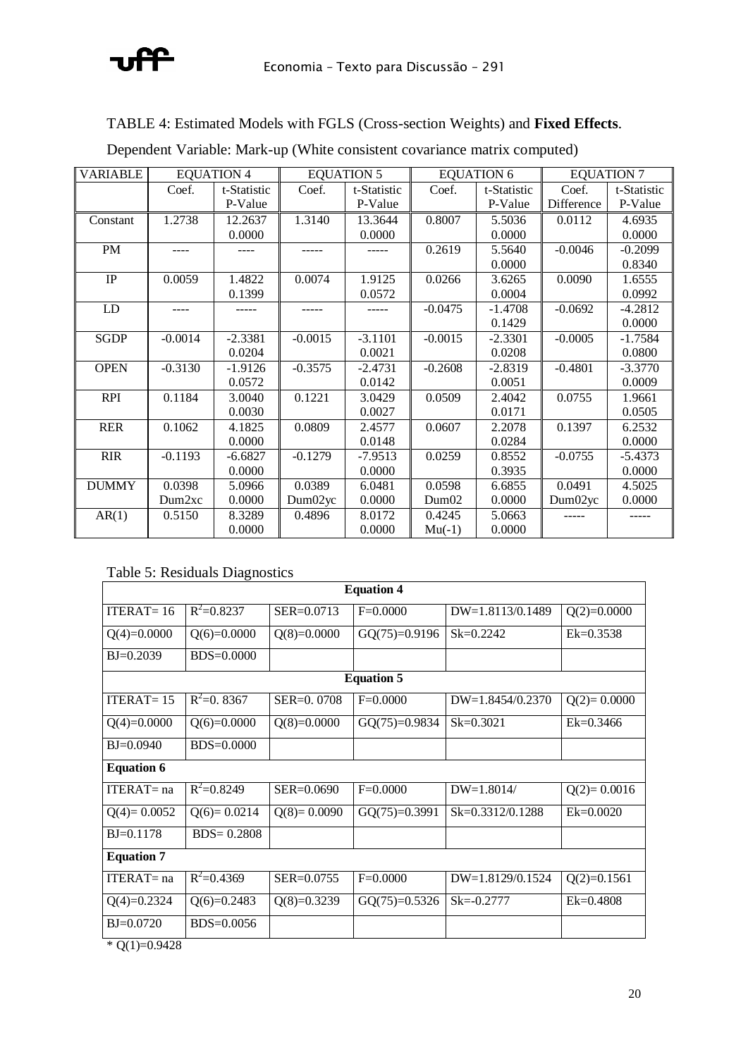TABLE 4: Estimated Models with FGLS (Cross-section Weights) and **Fixed Effects**.

Dependent Variable: Mark-up (White consistent covariance matrix computed)

| VARIABLE | EQUATION 4 | | EQUATION 5 | | EQUATION 6 | | EQUATION 7 | |
|---|---|---|---|---|---|---|---|---|
| | Coef. | t-Statistic P-Value | Coef. | t-Statistic P-Value | Coef. | t-Statistic P-Value | Coef. Difference | t-Statistic P-Value |
| Constant | 1.2738 | 12.2637 0.0000 | 1.3140 | 13.3644 0.0000 | 0.8007 | 5.5036 0.0000 | 0.0112 | 4.6935 0.0000 |
| PM | ---- | ---- | ----- | ----- | 0.2619 | 5.5640 0.0000 | -0.0046 | -0.2099 0.8340 |
| IP | 0.0059 | 1.4822 0.1399 | 0.0074 | 1.9125 0.0572 | 0.0266 | 3.6265 0.0004 | 0.0090 | 1.6555 0.0992 |
| LD | ---- | ----- | ----- | ----- | -0.0475 | -1.4708 0.1429 | -0.0692 | -4.2812 0.0000 |
| SGDP | -0.0014 | -2.3381 0.0204 | -0.0015 | -3.1101 0.0021 | -0.0015 | -2.3301 0.0208 | -0.0005 | -1.7584 0.0800 |
| OPEN | -0.3130 | -1.9126 0.0572 | -0.3575 | -2.4731 0.0142 | -0.2608 | -2.8319 0.0051 | -0.4801 | -3.3770 0.0009 |
| RPI | 0.1184 | 3.0040 0.0030 | 0.1221 | 3.0429 0.0027 | 0.0509 | 2.4042 0.0171 | 0.0755 | 1.9661 0.0505 |
| RER | 0.1062 | 4.1825 0.0000 | 0.0809 | 2.4577 0.0148 | 0.0607 | 2.2078 0.0284 | 0.1397 | 6.2532 0.0000 |
| RIR | -0.1193 | -6.6827 0.0000 | -0.1279 | -7.9513 0.0000 | 0.0259 | 0.8552 0.3935 | -0.0755 | -5.4373 0.0000 |
| DUMMY | 0.0398 Dum2xc | 5.0966 0.0000 | 0.0389 Dum02yc | 6.0481 0.0000 | 0.0598 Dum02 | 6.6855 0.0000 | 0.0491 Dum02yc | 4.5025 0.0000 |
| AR(1) | 0.5150 | 8.3289 0.0000 | 0.4896 | 8.0172 0.0000 | 0.4245 Mu(-1) | 5.0663 0.0000 | ----- | ----- |

Table 5: Residuals Diagnostics

| **Equation 4** | | | | | |
|---|---|---|---|---|---|
| ITERAT= 16 | $R^2$=0.8237 | SER=0.0713 | F=0.0000 | DW=1.8113/0.1489 | Q(2)=0.0000 |
| Q(4)=0.0000 | Q(6)=0.0000 | Q(8)=0.0000 | GQ(75)=0.9196 | Sk=0.2242 | Ek=0.3538 |
| BJ=0.2039 | BDS=0.0000 | | | | |
| **Equation 5** | | | | | |
| ITERAT= 15 | $R^2$=0. 8367 | SER=0. 0708 | F=0.0000 | DW=1.8454/0.2370 | Q(2)= 0.0000 |
| Q(4)=0.0000 | Q(6)=0.0000 | Q(8)=0.0000 | GQ(75)=0.9834 | Sk=0.3021 | Ek=0.3466 |
| BJ=0.0940 | BDS=0.0000 | | | | |
| **Equation 6** | | | | | |
| ITERAT= na | $R^2$=0.8249 | SER=0.0690 | F=0.0000 | DW=1.8014/ | Q(2)= 0.0016 |
| Q(4)= 0.0052 | Q(6)= 0.0214 | Q(8)= 0.0090 | GQ(75)=0.3991 | Sk=0.3312/0.1288 | Ek=0.0020 |
| BJ=0.1178 | BDS= 0.2808 | | | | |
| **Equation 7** | | | | | |
| ITERAT= na | $R^2$=0.4369 | SER=0.0755 | F=0.0000 | DW=1.8129/0.1524 | Q(2)=0.1561 |
| Q(4)=0.2324 | Q(6)=0.2483 | Q(8)=0.3239 | GQ(75)=0.5326 | Sk=-0.2777 | Ek=0.4808 |
| BJ=0.0720 | BDS=0.0056 | | | | |

* Q(1)=0.9428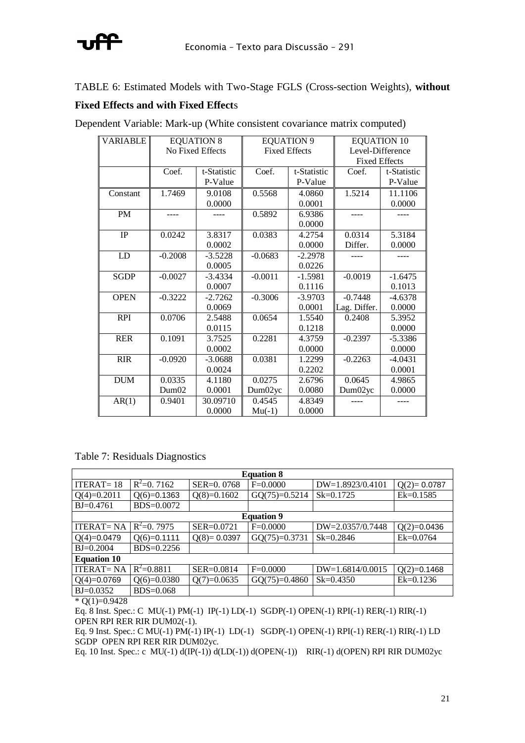TABLE 6: Estimated Models with Two-Stage FGLS (Cross-section Weights), **without Fixed Effects and with Fixed Effect**s

Dependent Variable: Mark-up (White consistent covariance matrix computed)

| VARIABLE | EQUATION 8 No Fixed Effects | | EQUATION 9 Fixed Effects | | EQUATION 10 Level-Difference Fixed Effects | |
|---|---|---|---|---|---|---|
| | Coef. | t-Statistic P-Value | Coef. | t-Statistic P-Value | Coef. | t-Statistic P-Value |
| Constant | 1.7469 | 9.0108 0.0000 | 0.5568 | 4.0860 0.0001 | 1.5214 | 11.1106 0.0000 |
| PM | ---- | ---- | 0.5892 | 6.9386 0.0000 | ---- | ---- |
| IP | 0.0242 | 3.8317 0.0002 | 0.0383 | 4.2754 0.0000 | 0.0314 Differ. | 5.3184 0.0000 |
| LD | -0.2008 | -3.5228 0.0005 | -0.0683 | -2.2978 0.0226 | ---- | ---- |
| SGDP | -0.0027 | -3.4334 0.0007 | -0.0011 | -1.5981 0.1116 | -0.0019 | -1.6475 0.1013 |
| OPEN | -0.3222 | -2.7262 0.0069 | -0.3006 | -3.9703 0.0001 | -0.7448 Lag. Differ. | -4.6378 0.0000 |
| RPI | 0.0706 | 2.5488 0.0115 | 0.0654 | 1.5540 0.1218 | 0.2408 | 5.3952 0.0000 |
| RER | 0.1091 | 3.7525 0.0002 | 0.2281 | 4.3759 0.0000 | -0.2397 | -5.3386 0.0000 |
| RIR | -0.0920 | -3.0688 0.0024 | 0.0381 | 1.2299 0.2202 | -0.2263 | -4.0431 0.0001 |
| DUM | 0.0335 Dum02 | 4.1180 0.0001 | 0.0275 Dum02yc | 2.6796 0.0080 | 0.0645 Dum02yc | 4.9865 0.0000 |
| AR(1) | 0.9401 | 30.09710 0.0000 | 0.4545 Mu(-1) | 4.8349 0.0000 | ---- | ---- |

Table 7: Residuals Diagnostics

| **Equation 8** | | | | | |
|---|---|---|---|---|---|
| ITERAT= 18 | $R^2$=0. 7162 | SER=0. 0768 | F=0.0000 | DW=1.8923/0.4101 | Q(2)= 0.0787 |
| Q(4)=0.2011 | Q(6)=0.1363 | Q(8)=0.1602 | GQ(75)=0.5214 | Sk=0.1725 | Ek=0.1585 |
| BJ=0.4761 | BDS=0.0072 | | | | |
| **Equation 9** | | | | | |
| ITERAT= NA | $R^2$=0. 7975 | SER=0.0721 | F=0.0000 | DW=2.0357/0.7448 | Q(2)=0.0436 |
| Q(4)=0.0479 | Q(6)=0.1111 | Q(8)= 0.0397 | GQ(75)=0.3731 | Sk=0.2846 | Ek=0.0764 |
| BJ=0.2004 | BDS=0.2256 | | | | |
| **Equation 10** | | | | | |
| ITERAT= NA | $R^2$=0.8811 | SER=0.0814 | F=0.0000 | DW=1.6814/0.0015 | Q(2)=0.1468 |
| Q(4)=0.0769 | Q(6)=0.0380 | Q(7)=0.0635 | GQ(75)=0.4860 | Sk=0.4350 | Ek=0.1236 |
| BJ=0.0352 | BDS=0.068 | | | | |

* Q(1)=0.9428

Eq. 8 Inst. Spec.: C MU(-1) PM(-1) IP(-1) LD(-1) SGDP(-1) OPEN(-1) RPI(-1) RER(-1) RIR(-1) OPEN RPI RER RIR DUM02(-1).

Eq. 9 Inst. Spec.: C MU(-1) PM(-1) IP(-1) LD(-1) SGDP(-1) OPEN(-1) RPI(-1) RER(-1) RIR(-1) LD SGDP OPEN RPI RER RIR DUM02yc.

Eq. 10 Inst. Spec.: c MU(-1) d(IP(-1)) d(LD(-1)) d(OPEN(-1)) RIR(-1) d(OPEN) RPI RIR DUM02yc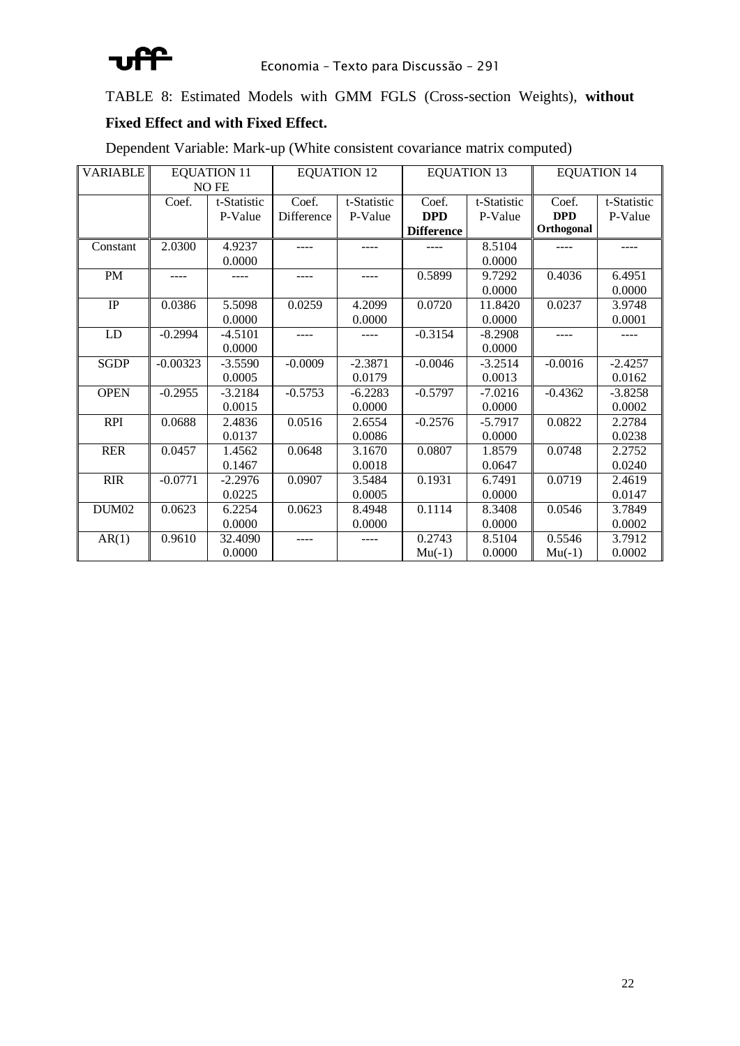TABLE 8: Estimated Models with GMM FGLS (Cross-section Weights), **without Fixed Effect and with Fixed Effect.**

Dependent Variable: Mark-up (White consistent covariance matrix computed)

| VARIABLE | EQUATION 11 NO FE | | EQUATION 12 | | EQUATION 13 | | EQUATION 14 | |
|---|---|---|---|---|---|---|---|---|
| | Coef. | t-Statistic P-Value | Coef. Difference | t-Statistic P-Value | Coef. **DPD Difference** | t-Statistic P-Value | Coef. **DPD Orthogonal** | t-Statistic P-Value |
| Constant | 2.0300 | 4.9237 0.0000 | ---- | ---- | ---- | 8.5104 0.0000 | ---- | ---- |
| PM | ---- | ---- | ---- | ---- | 0.5899 | 9.7292 0.0000 | 0.4036 | 6.4951 0.0000 |
| IP | 0.0386 | 5.5098 0.0000 | 0.0259 | 4.2099 0.0000 | 0.0720 | 11.8420 0.0000 | 0.0237 | 3.9748 0.0001 |
| LD | -0.2994 | -4.5101 0.0000 | ---- | ---- | -0.3154 | -8.2908 0.0000 | ---- | ---- |
| SGDP | -0.00323 | -3.5590 0.0005 | -0.0009 | -2.3871 0.0179 | -0.0046 | -3.2514 0.0013 | -0.0016 | -2.4257 0.0162 |
| OPEN | -0.2955 | -3.2184 0.0015 | -0.5753 | -6.2283 0.0000 | -0.5797 | -7.0216 0.0000 | -0.4362 | -3.8258 0.0002 |
| RPI | 0.0688 | 2.4836 0.0137 | 0.0516 | 2.6554 0.0086 | -0.2576 | -5.7917 0.0000 | 0.0822 | 2.2784 0.0238 |
| RER | 0.0457 | 1.4562 0.1467 | 0.0648 | 3.1670 0.0018 | 0.0807 | 1.8579 0.0647 | 0.0748 | 2.2752 0.0240 |
| RIR | -0.0771 | -2.2976 0.0225 | 0.0907 | 3.5484 0.0005 | 0.1931 | 6.7491 0.0000 | 0.0719 | 2.4619 0.0147 |
| DUM02 | 0.0623 | 6.2254 0.0000 | 0.0623 | 8.4948 0.0000 | 0.1114 | 8.3408 0.0000 | 0.0546 | 3.7849 0.0002 |
| AR(1) | 0.9610 | 32.4090 0.0000 | ---- | ---- | 0.2743 Mu(-1) | 8.5104 0.0000 | 0.5546 Mu(-1) | 3.7912 0.0002 |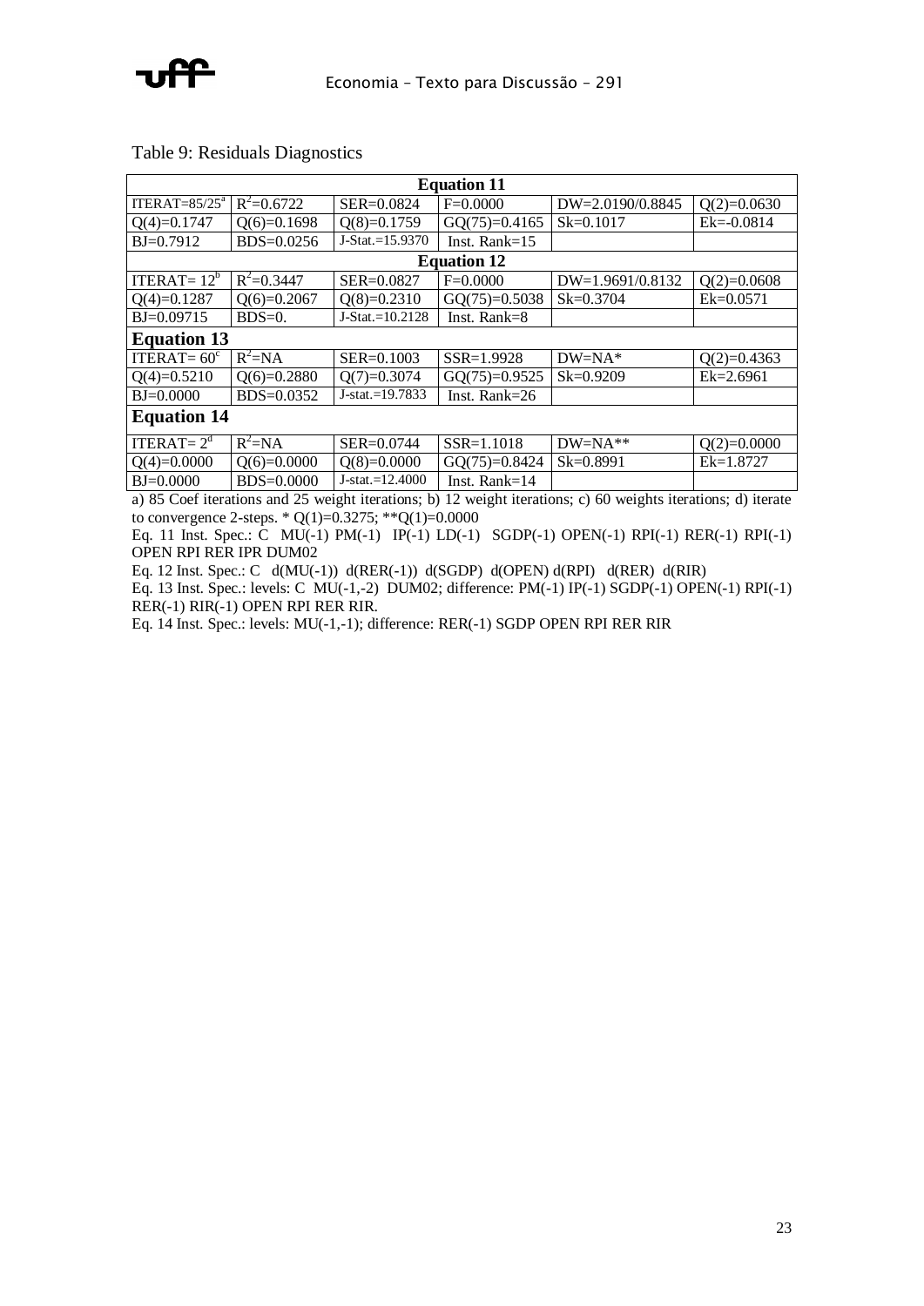Table 9: Residuals Diagnostics

| Equation 11 | | | | | |
|---|---|---|---|---|---|
| ITERAT=85/25[a] | $R^2$=0.6722 | SER=0.0824 | F=0.0000 | DW=2.0190/0.8845 | Q(2)=0.0630 |
| Q(4)=0.1747 | Q(6)=0.1698 | Q(8)=0.1759 | GQ(75)=0.4165 | Sk=0.1017 | Ek=-0.0814 |
| BJ=0.7912 | BDS=0.0256 | J-Stat.=15.9370 | Inst. Rank=15 | | |
| **Equation 12** | | | | | |
| ITERAT= 12[b] | $R^2$=0.3447 | SER=0.0827 | F=0.0000 | DW=1.9691/0.8132 | Q(2)=0.0608 |
| Q(4)=0.1287 | Q(6)=0.2067 | Q(8)=0.2310 | GQ(75)=0.5038 | Sk=0.3704 | Ek=0.0571 |
| BJ=0.09715 | BDS=0. | J-Stat.=10.2128 | Inst. Rank=8 | | |
| **Equation 13** | | | | | |
| ITERAT= 60[c] | $R^2$=NA | SER=0.1003 | SSR=1.9928 | DW=NA* | Q(2)=0.4363 |
| Q(4)=0.5210 | Q(6)=0.2880 | Q(7)=0.3074 | GQ(75)=0.9525 | Sk=0.9209 | Ek=2.6961 |
| BJ=0.0000 | BDS=0.0352 | J-stat.=19.7833 | Inst. Rank=26 | | |
| **Equation 14** | | | | | |
| ITERAT= 2[d] | $R^2$=NA | SER=0.0744 | SSR=1.1018 | DW=NA** | Q(2)=0.0000 |
| Q(4)=0.0000 | Q(6)=0.0000 | Q(8)=0.0000 | GQ(75)=0.8424 | Sk=0.8991 | Ek=1.8727 |
| BJ=0.0000 | BDS=0.0000 | J-stat.=12.4000 | Inst. Rank=14 | | |

a) 85 Coef iterations and 25 weight iterations; b) 12 weight iterations; c) 60 weights iterations; d) iterate to convergence 2-steps. * Q(1)=0.3275; **Q(1)=0.0000

Eq. 11 Inst. Spec.: C MU(-1) PM(-1) IP(-1) LD(-1) SGDP(-1) OPEN(-1) RPI(-1) RER(-1) RPI(-1) OPEN RPI RER IPR DUM02

Eq. 12 Inst. Spec.: C d(MU(-1)) d(RER(-1)) d(SGDP) d(OPEN) d(RPI) d(RER) d(RIR)

Eq. 13 Inst. Spec.: levels: C MU(-1,-2) DUM02; difference: PM(-1) IP(-1) SGDP(-1) OPEN(-1) RPI(-1) RER(-1) RIR(-1) OPEN RPI RER RIR.

Eq. 14 Inst. Spec.: levels: MU(-1,-1); difference: RER(-1) SGDP OPEN RPI RER RIR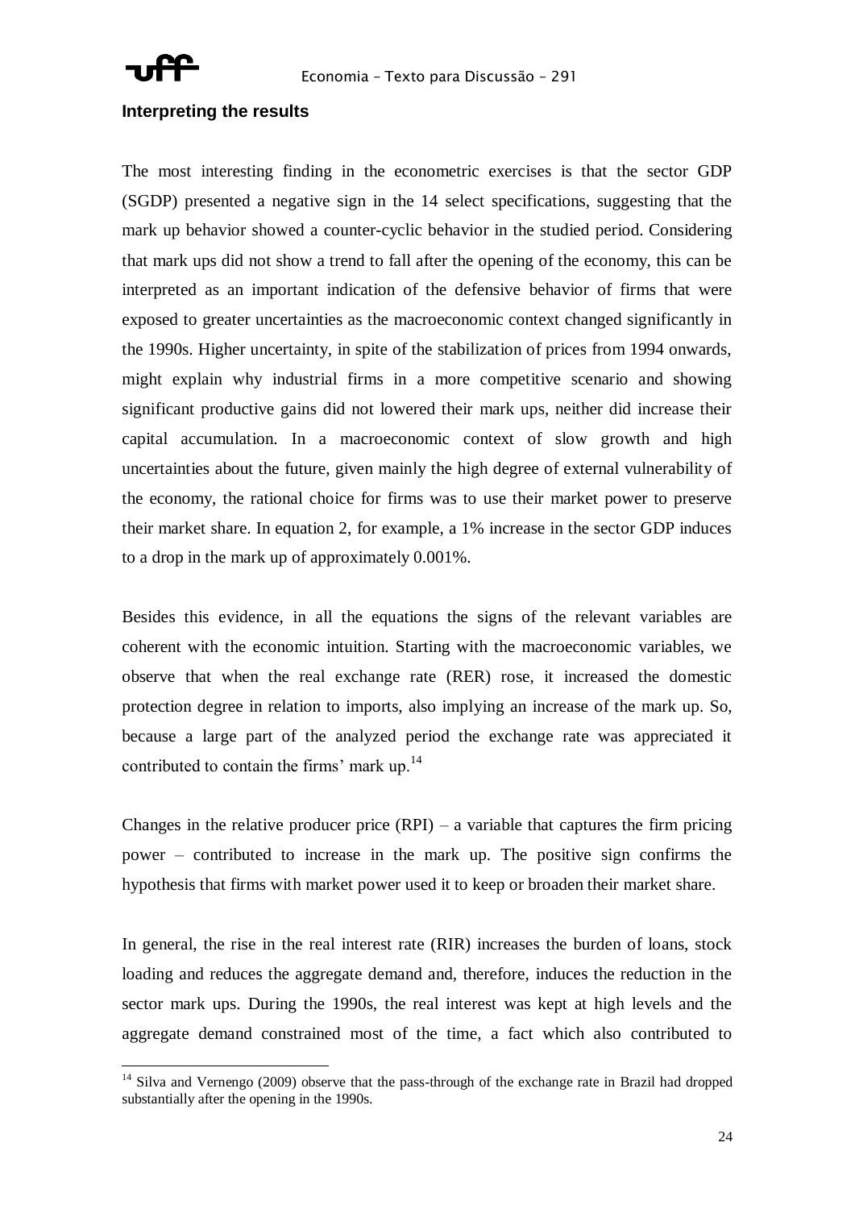### Interpreting the results

The most interesting finding in the econometric exercises is that the sector GDP (SGDP) presented a negative sign in the 14 select specifications, suggesting that the mark up behavior showed a counter-cyclic behavior in the studied period. Considering that mark ups did not show a trend to fall after the opening of the economy, this can be interpreted as an important indication of the defensive behavior of firms that were exposed to greater uncertainties as the macroeconomic context changed significantly in the 1990s. Higher uncertainty, in spite of the stabilization of prices from 1994 onwards, might explain why industrial firms in a more competitive scenario and showing significant productive gains did not lowered their mark ups, neither did increase their capital accumulation. In a macroeconomic context of slow growth and high uncertainties about the future, given mainly the high degree of external vulnerability of the economy, the rational choice for firms was to use their market power to preserve their market share. In equation 2, for example, a 1% increase in the sector GDP induces to a drop in the mark up of approximately 0.001%.

Besides this evidence, in all the equations the signs of the relevant variables are coherent with the economic intuition. Starting with the macroeconomic variables, we observe that when the real exchange rate (RER) rose, it increased the domestic protection degree in relation to imports, also implying an increase of the mark up. So, because a large part of the analyzed period the exchange rate was appreciated it contributed to contain the firms' mark up.[14]

Changes in the relative producer price (RPI) – a variable that captures the firm pricing power – contributed to increase in the mark up. The positive sign confirms the hypothesis that firms with market power used it to keep or broaden their market share.

In general, the rise in the real interest rate (RIR) increases the burden of loans, stock loading and reduces the aggregate demand and, therefore, induces the reduction in the sector mark ups. During the 1990s, the real interest was kept at high levels and the aggregate demand constrained most of the time, a fact which also contributed to

[14] Silva and Vernengo (2009) observe that the pass-through of the exchange rate in Brazil had dropped substantially after the opening in the 1990s.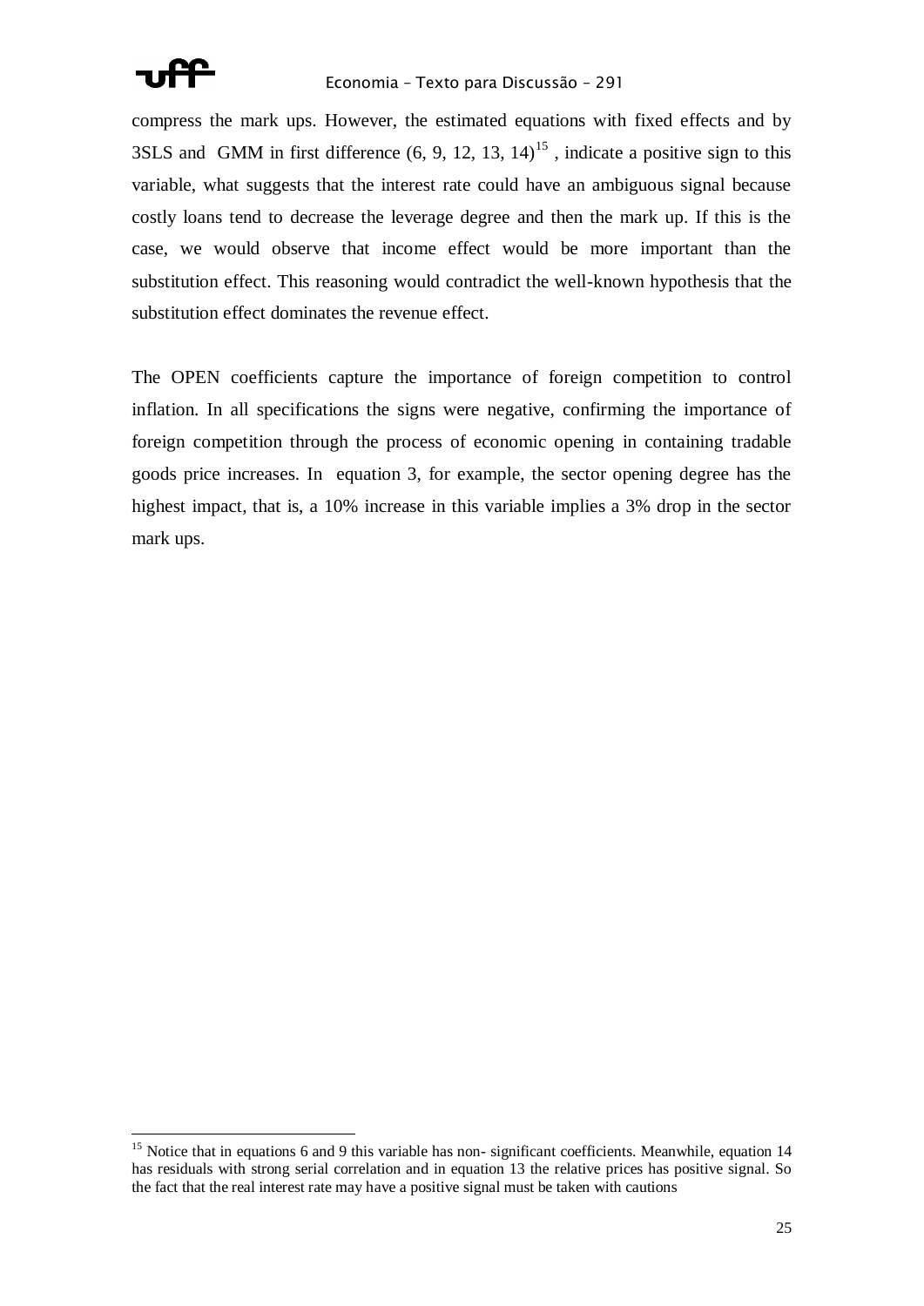compress the mark ups. However, the estimated equations with fixed effects and by 3SLS and GMM in first difference (6, 9, 12, 13, 14)[15] , indicate a positive sign to this variable, what suggests that the interest rate could have an ambiguous signal because costly loans tend to decrease the leverage degree and then the mark up. If this is the case, we would observe that income effect would be more important than the substitution effect. This reasoning would contradict the well-known hypothesis that the substitution effect dominates the revenue effect.

The OPEN coefficients capture the importance of foreign competition to control inflation. In all specifications the signs were negative, confirming the importance of foreign competition through the process of economic opening in containing tradable goods price increases. In equation 3, for example, the sector opening degree has the highest impact, that is, a 10% increase in this variable implies a 3% drop in the sector mark ups.

---

[15] Notice that in equations 6 and 9 this variable has non- significant coefficients. Meanwhile, equation 14 has residuals with strong serial correlation and in equation 13 the relative prices has positive signal. So the fact that the real interest rate may have a positive signal must be taken with cautions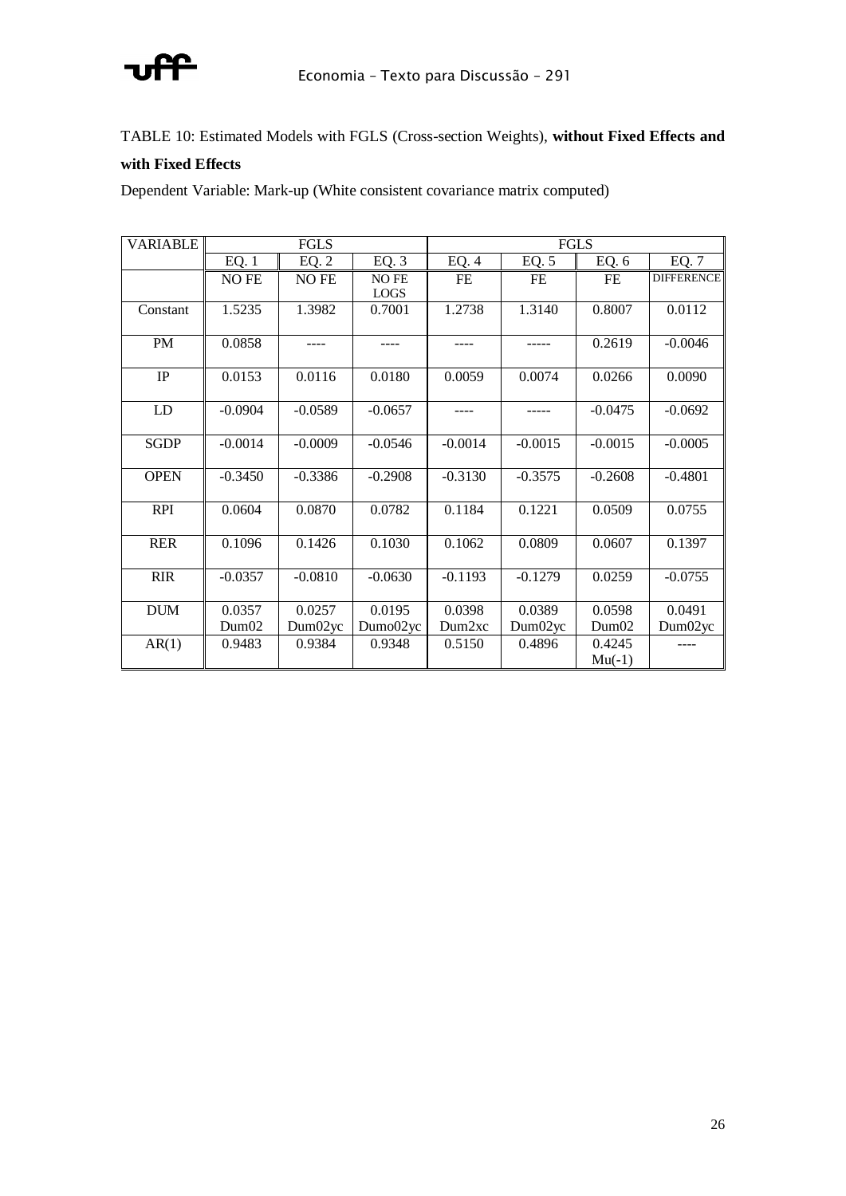TABLE 10: Estimated Models with FGLS (Cross-section Weights), **without Fixed Effects and with Fixed Effects**

Dependent Variable: Mark-up (White consistent covariance matrix computed)

| VARIABLE | FGLS | | | FGLS | | | |
|---|---|---|---|---|---|---|---|
| | EQ. 1 | EQ. 2 | EQ. 3 | EQ. 4 | EQ. 5 | EQ. 6 | EQ. 7 |
| | NO FE | NO FE | NO FE LOGS | FE | FE | FE | DIFFERENCE |
| Constant | 1.5235 | 1.3982 | 0.7001 | 1.2738 | 1.3140 | 0.8007 | 0.0112 |
| PM | 0.0858 | ---- | ---- | ---- | ----- | 0.2619 | -0.0046 |
| IP | 0.0153 | 0.0116 | 0.0180 | 0.0059 | 0.0074 | 0.0266 | 0.0090 |
| LD | -0.0904 | -0.0589 | -0.0657 | ---- | ----- | -0.0475 | -0.0692 |
| SGDP | -0.0014 | -0.0009 | -0.0546 | -0.0014 | -0.0015 | -0.0015 | -0.0005 |
| OPEN | -0.3450 | -0.3386 | -0.2908 | -0.3130 | -0.3575 | -0.2608 | -0.4801 |
| RPI | 0.0604 | 0.0870 | 0.0782 | 0.1184 | 0.1221 | 0.0509 | 0.0755 |
| RER | 0.1096 | 0.1426 | 0.1030 | 0.1062 | 0.0809 | 0.0607 | 0.1397 |
| RIR | -0.0357 | -0.0810 | -0.0630 | -0.1193 | -0.1279 | 0.0259 | -0.0755 |
| DUM | 0.0357 Dum02 | 0.0257 Dum02yc | 0.0195 Dumo02yc | 0.0398 Dum2xc | 0.0389 Dum02yc | 0.0598 Dum02 | 0.0491 Dum02yc |
| AR(1) | 0.9483 | 0.9384 | 0.9348 | 0.5150 | 0.4896 | 0.4245 Mu(-1) | ---- |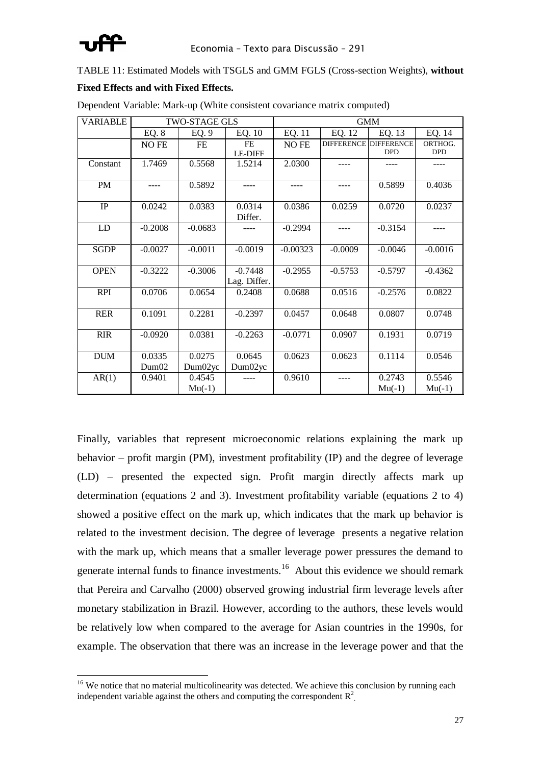TABLE 11: Estimated Models with TSGLS and GMM FGLS (Cross-section Weights), **without Fixed Effects and with Fixed Effects.**

Dependent Variable: Mark-up (White consistent covariance matrix computed)

| VARIABLE | TWO-STAGE GLS | | | GMM | | | |
|---|---|---|---|---|---|---|---|
| | EQ. 8 | EQ. 9 | EQ. 10 | EQ. 11 | EQ. 12 | EQ. 13 | EQ. 14 |
| | NO FE | FE | FE LE-DIFF | NO FE | DIFFERENCE | DIFFERENCE DPD | ORTHOG. DPD |
| Constant | 1.7469 | 0.5568 | 1.5214 | 2.0300 | ---- | ---- | ---- |
| PM | ---- | 0.5892 | ---- | ---- | ---- | 0.5899 | 0.4036 |
| IP | 0.0242 | 0.0383 | 0.0314 Differ. | 0.0386 | 0.0259 | 0.0720 | 0.0237 |
| LD | -0.2008 | -0.0683 | ---- | -0.2994 | ---- | -0.3154 | ---- |
| SGDP | -0.0027 | -0.0011 | -0.0019 | -0.00323 | -0.0009 | -0.0046 | -0.0016 |
| OPEN | -0.3222 | -0.3006 | -0.7448 Lag. Differ. | -0.2955 | -0.5753 | -0.5797 | -0.4362 |
| RPI | 0.0706 | 0.0654 | 0.2408 | 0.0688 | 0.0516 | -0.2576 | 0.0822 |
| RER | 0.1091 | 0.2281 | -0.2397 | 0.0457 | 0.0648 | 0.0807 | 0.0748 |
| RIR | -0.0920 | 0.0381 | -0.2263 | -0.0771 | 0.0907 | 0.1931 | 0.0719 |
| DUM | 0.0335 Dum02 | 0.0275 Dum02yc | 0.0645 Dum02yc | 0.0623 | 0.0623 | 0.1114 | 0.0546 |
| AR(1) | 0.9401 | 0.4545 Mu(-1) | ---- | 0.9610 | ---- | 0.2743 Mu(-1) | 0.5546 Mu(-1) |

Finally, variables that represent microeconomic relations explaining the mark up behavior – profit margin (PM), investment profitability (IP) and the degree of leverage (LD) – presented the expected sign. Profit margin directly affects mark up determination (equations 2 and 3). Investment profitability variable (equations 2 to 4) showed a positive effect on the mark up, which indicates that the mark up behavior is related to the investment decision. The degree of leverage presents a negative relation with the mark up, which means that a smaller leverage power pressures the demand to generate internal funds to finance investments.[16] About this evidence we should remark that Pereira and Carvalho (2000) observed growing industrial firm leverage levels after monetary stabilization in Brazil. However, according to the authors, these levels would be relatively low when compared to the average for Asian countries in the 1990s, for example. The observation that there was an increase in the leverage power and that the

[16] We notice that no material multicolinearity was detected. We achieve this conclusion by running each independent variable against the others and computing the correspondent $R^2$.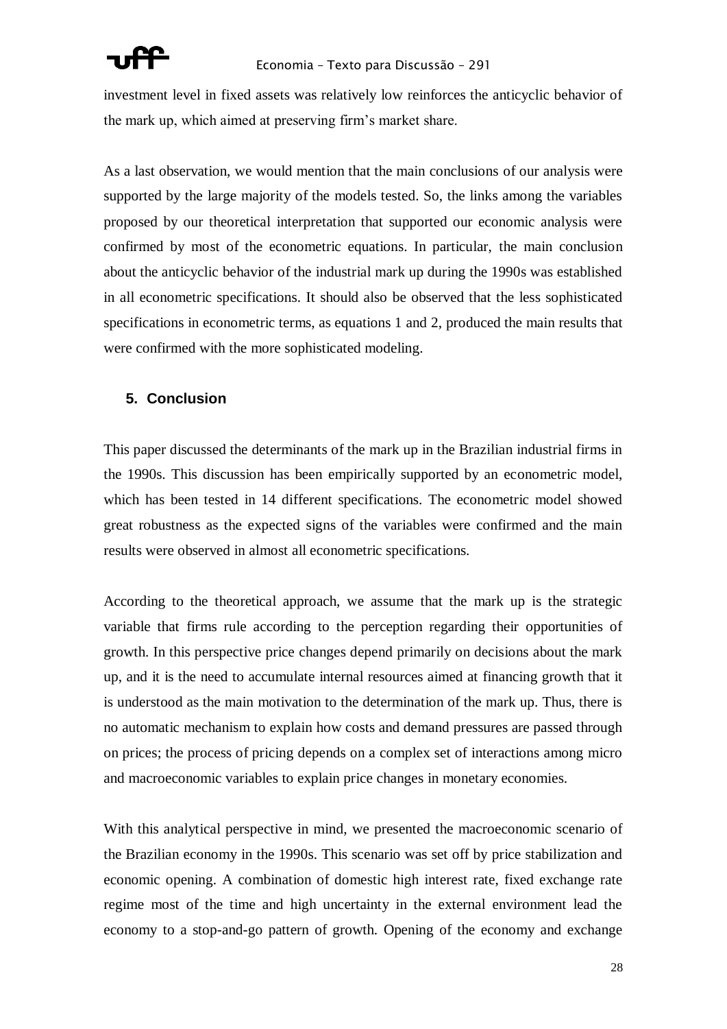investment level in fixed assets was relatively low reinforces the anticyclic behavior of the mark up, which aimed at preserving firm's market share.

As a last observation, we would mention that the main conclusions of our analysis were supported by the large majority of the models tested. So, the links among the variables proposed by our theoretical interpretation that supported our economic analysis were confirmed by most of the econometric equations. In particular, the main conclusion about the anticyclic behavior of the industrial mark up during the 1990s was established in all econometric specifications. It should also be observed that the less sophisticated specifications in econometric terms, as equations 1 and 2, produced the main results that were confirmed with the more sophisticated modeling.

## 5. Conclusion

This paper discussed the determinants of the mark up in the Brazilian industrial firms in the 1990s. This discussion has been empirically supported by an econometric model, which has been tested in 14 different specifications. The econometric model showed great robustness as the expected signs of the variables were confirmed and the main results were observed in almost all econometric specifications.

According to the theoretical approach, we assume that the mark up is the strategic variable that firms rule according to the perception regarding their opportunities of growth. In this perspective price changes depend primarily on decisions about the mark up, and it is the need to accumulate internal resources aimed at financing growth that it is understood as the main motivation to the determination of the mark up. Thus, there is no automatic mechanism to explain how costs and demand pressures are passed through on prices; the process of pricing depends on a complex set of interactions among micro and macroeconomic variables to explain price changes in monetary economies.

With this analytical perspective in mind, we presented the macroeconomic scenario of the Brazilian economy in the 1990s. This scenario was set off by price stabilization and economic opening. A combination of domestic high interest rate, fixed exchange rate regime most of the time and high uncertainty in the external environment lead the economy to a stop-and-go pattern of growth. Opening of the economy and exchange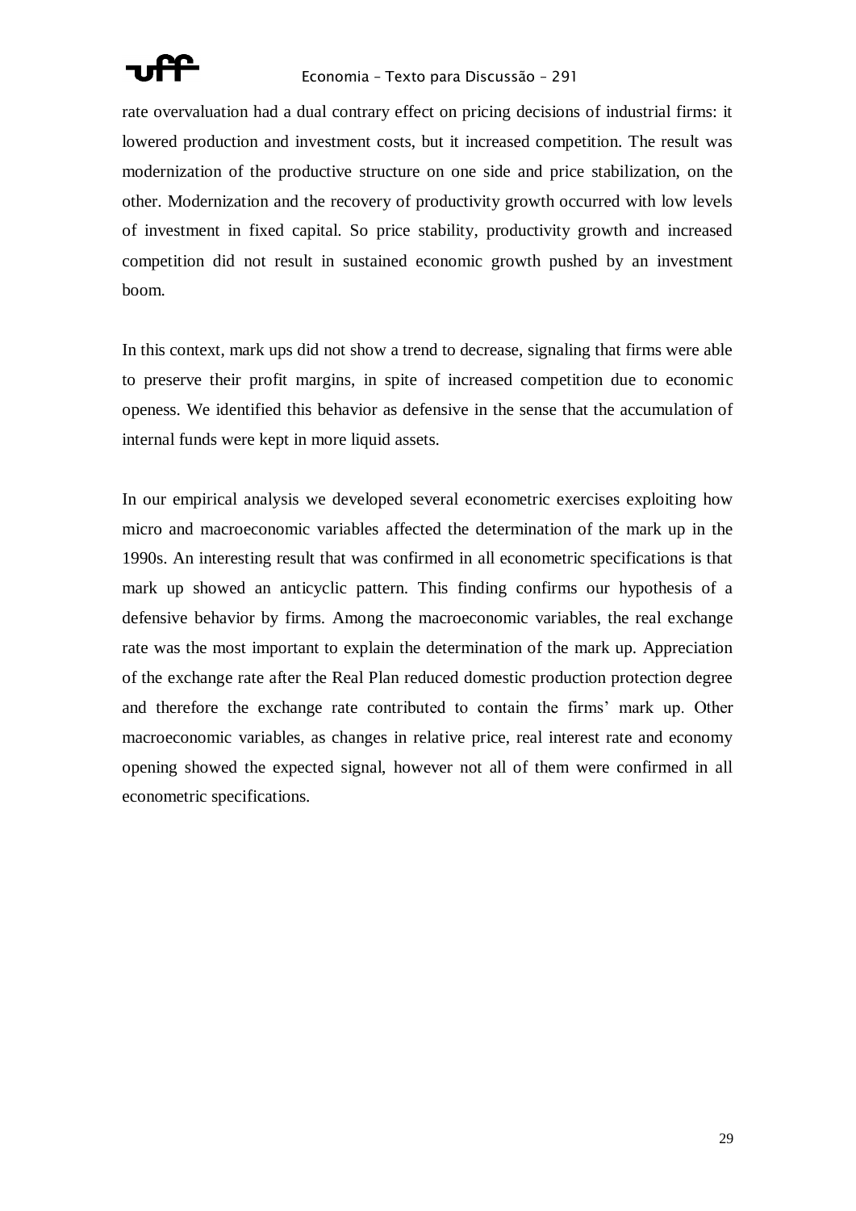rate overvaluation had a dual contrary effect on pricing decisions of industrial firms: it lowered production and investment costs, but it increased competition. The result was modernization of the productive structure on one side and price stabilization, on the other. Modernization and the recovery of productivity growth occurred with low levels of investment in fixed capital. So price stability, productivity growth and increased competition did not result in sustained economic growth pushed by an investment boom.

In this context, mark ups did not show a trend to decrease, signaling that firms were able to preserve their profit margins, in spite of increased competition due to economic openess. We identified this behavior as defensive in the sense that the accumulation of internal funds were kept in more liquid assets.

In our empirical analysis we developed several econometric exercises exploiting how micro and macroeconomic variables affected the determination of the mark up in the 1990s. An interesting result that was confirmed in all econometric specifications is that mark up showed an anticyclic pattern. This finding confirms our hypothesis of a defensive behavior by firms. Among the macroeconomic variables, the real exchange rate was the most important to explain the determination of the mark up. Appreciation of the exchange rate after the Real Plan reduced domestic production protection degree and therefore the exchange rate contributed to contain the firms' mark up. Other macroeconomic variables, as changes in relative price, real interest rate and economy opening showed the expected signal, however not all of them were confirmed in all econometric specifications.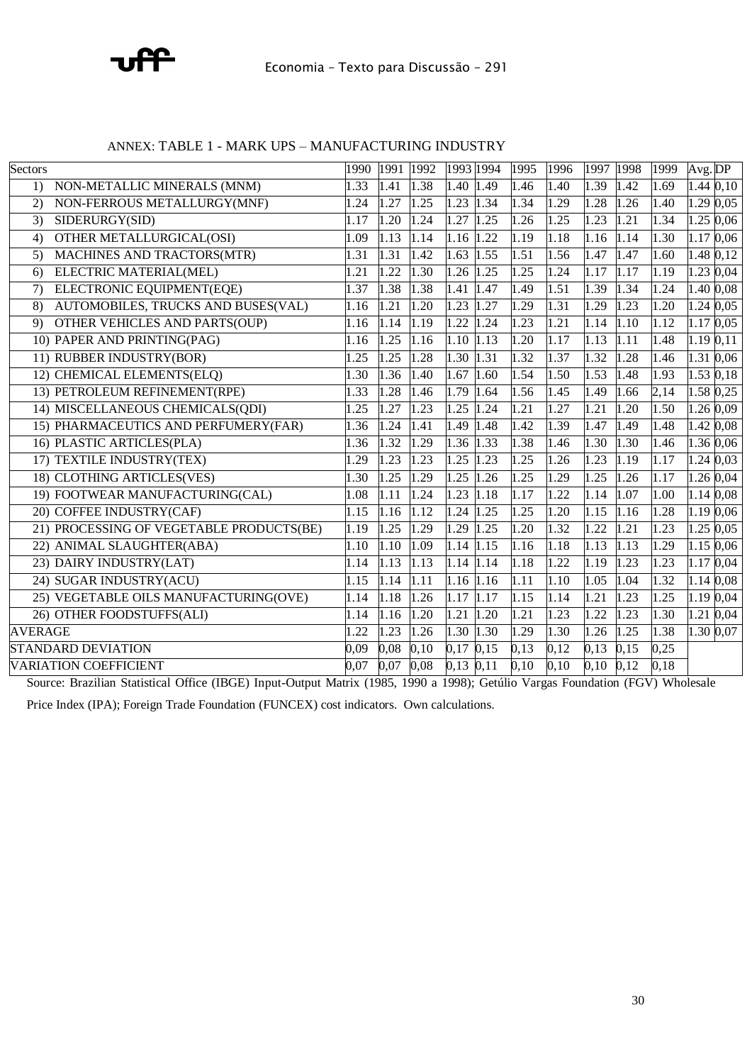ANNEX: TABLE 1 - MARK UPS – MANUFACTURING INDUSTRY

| Sectors | 1990 | 1991 | 1992 | 1993 | 1994 | 1995 | 1996 | 1997 | 1998 | 1999 | Avg. | DP |
|---|---|---|---|---|---|---|---|---|---|---|---|---|
| 1) NON-METALLIC MINERALS (MNM) | 1.33 | 1.41 | 1.38 | 1.40 | 1.49 | 1.46 | 1.40 | 1.39 | 1.42 | 1.69 | 1.44 | 0,10 |
| 2) NON-FERROUS METALLURGY(MNF) | 1.24 | 1.27 | 1.25 | 1.23 | 1.34 | 1.34 | 1.29 | 1.28 | 1.26 | 1.40 | 1.29 | 0,05 |
| 3) SIDERURGY(SID) | 1.17 | 1.20 | 1.24 | 1.27 | 1.25 | 1.26 | 1.25 | 1.23 | 1.21 | 1.34 | 1.25 | 0,06 |
| 4) OTHER METALLURGICAL(OSI) | 1.09 | 1.13 | 1.14 | 1.16 | 1.22 | 1.19 | 1.18 | 1.16 | 1.14 | 1.30 | 1.17 | 0,06 |
| 5) MACHINES AND TRACTORS(MTR) | 1.31 | 1.31 | 1.42 | 1.63 | 1.55 | 1.51 | 1.56 | 1.47 | 1.47 | 1.60 | 1.48 | 0,12 |
| 6) ELECTRIC MATERIAL(MEL) | 1.21 | 1.22 | 1.30 | 1.26 | 1.25 | 1.25 | 1.24 | 1.17 | 1.17 | 1.19 | 1.23 | 0,04 |
| 7) ELECTRONIC EQUIPMENT(EQE) | 1.37 | 1.38 | 1.38 | 1.41 | 1.47 | 1.49 | 1.51 | 1.39 | 1.34 | 1.24 | 1.40 | 0,08 |
| 8) AUTOMOBILES, TRUCKS AND BUSES(VAL) | 1.16 | 1.21 | 1.20 | 1.23 | 1.27 | 1.29 | 1.31 | 1.29 | 1.23 | 1.20 | 1.24 | 0,05 |
| 9) OTHER VEHICLES AND PARTS(OUP) | 1.16 | 1.14 | 1.19 | 1.22 | 1.24 | 1.23 | 1.21 | 1.14 | 1.10 | 1.12 | 1.17 | 0,05 |
| 10) PAPER AND PRINTING(PAG) | 1.16 | 1.25 | 1.16 | 1.10 | 1.13 | 1.20 | 1.17 | 1.13 | 1.11 | 1.48 | 1.19 | 0,11 |
| 11) RUBBER INDUSTRY(BOR) | 1.25 | 1.25 | 1.28 | 1.30 | 1.31 | 1.32 | 1.37 | 1.32 | 1.28 | 1.46 | 1.31 | 0,06 |
| 12) CHEMICAL ELEMENTS(ELQ) | 1.30 | 1.36 | 1.40 | 1.67 | 1.60 | 1.54 | 1.50 | 1.53 | 1.48 | 1.93 | 1.53 | 0,18 |
| 13) PETROLEUM REFINEMENT(RPE) | 1.33 | 1.28 | 1.46 | 1.79 | 1.64 | 1.56 | 1.45 | 1.49 | 1.66 | 2,14 | 1.58 | 0,25 |
| 14) MISCELLANEOUS CHEMICALS(QDI) | 1.25 | 1.27 | 1.23 | 1.25 | 1.24 | 1.21 | 1.27 | 1.21 | 1.20 | 1.50 | 1.26 | 0,09 |
| 15) PHARMACEUTICS AND PERFUMERY(FAR) | 1.36 | 1.24 | 1.41 | 1.49 | 1.48 | 1.42 | 1.39 | 1.47 | 1.49 | 1.48 | 1.42 | 0,08 |
| 16) PLASTIC ARTICLES(PLA) | 1.36 | 1.32 | 1.29 | 1.36 | 1.33 | 1.38 | 1.46 | 1.30 | 1.30 | 1.46 | 1.36 | 0,06 |
| 17) TEXTILE INDUSTRY(TEX) | 1.29 | 1.23 | 1.23 | 1.25 | 1.23 | 1.25 | 1.26 | 1.23 | 1.19 | 1.17 | 1.24 | 0,03 |
| 18) CLOTHING ARTICLES(VES) | 1.30 | 1.25 | 1.29 | 1.25 | 1.26 | 1.25 | 1.29 | 1.25 | 1.26 | 1.17 | 1.26 | 0,04 |
| 19) FOOTWEAR MANUFACTURING(CAL) | 1.08 | 1.11 | 1.24 | 1.23 | 1.18 | 1.17 | 1.22 | 1.14 | 1.07 | 1.00 | 1.14 | 0,08 |
| 20) COFFEE INDUSTRY(CAF) | 1.15 | 1.16 | 1.12 | 1.24 | 1.25 | 1.25 | 1.20 | 1.15 | 1.16 | 1.28 | 1.19 | 0,06 |
| 21) PROCESSING OF VEGETABLE PRODUCTS(BE) | 1.19 | 1.25 | 1.29 | 1.29 | 1.25 | 1.20 | 1.32 | 1.22 | 1.21 | 1.23 | 1.25 | 0,05 |
| 22) ANIMAL SLAUGHTER(ABA) | 1.10 | 1.10 | 1.09 | 1.14 | 1.15 | 1.16 | 1.18 | 1.13 | 1.13 | 1.29 | 1.15 | 0,06 |
| 23) DAIRY INDUSTRY(LAT) | 1.14 | 1.13 | 1.13 | 1.14 | 1.14 | 1.18 | 1.22 | 1.19 | 1.23 | 1.23 | 1.17 | 0,04 |
| 24) SUGAR INDUSTRY(ACU) | 1.15 | 1.14 | 1.11 | 1.16 | 1.16 | 1.11 | 1.10 | 1.05 | 1.04 | 1.32 | 1.14 | 0,08 |
| 25) VEGETABLE OILS MANUFACTURING(OVE) | 1.14 | 1.18 | 1.26 | 1.17 | 1.17 | 1.15 | 1.14 | 1.21 | 1.23 | 1.25 | 1.19 | 0,04 |
| 26) OTHER FOODSTUFFS(ALI) | 1.14 | 1.16 | 1.20 | 1.21 | 1.20 | 1.21 | 1.23 | 1.22 | 1.23 | 1.30 | 1.21 | 0,04 |
| AVERAGE | 1.22 | 1.23 | 1.26 | 1.30 | 1.30 | 1.29 | 1.30 | 1.26 | 1.25 | 1.38 | 1.30 | 0,07 |
| STANDARD DEVIATION | 0,09 | 0,08 | 0,10 | 0,17 | 0,15 | 0,13 | 0,12 | 0,13 | 0,15 | 0,25 | | |
| VARIATION COEFFICIENT | 0,07 | 0,07 | 0,08 | 0,13 | 0,11 | 0,10 | 0,10 | 0,10 | 0,12 | 0,18 | | |

Source: Brazilian Statistical Office (IBGE) Input-Output Matrix (1985, 1990 a 1998); Getúlio Vargas Foundation (FGV) Wholesale Price Index (IPA); Foreign Trade Foundation (FUNCEX) cost indicators. Own calculations.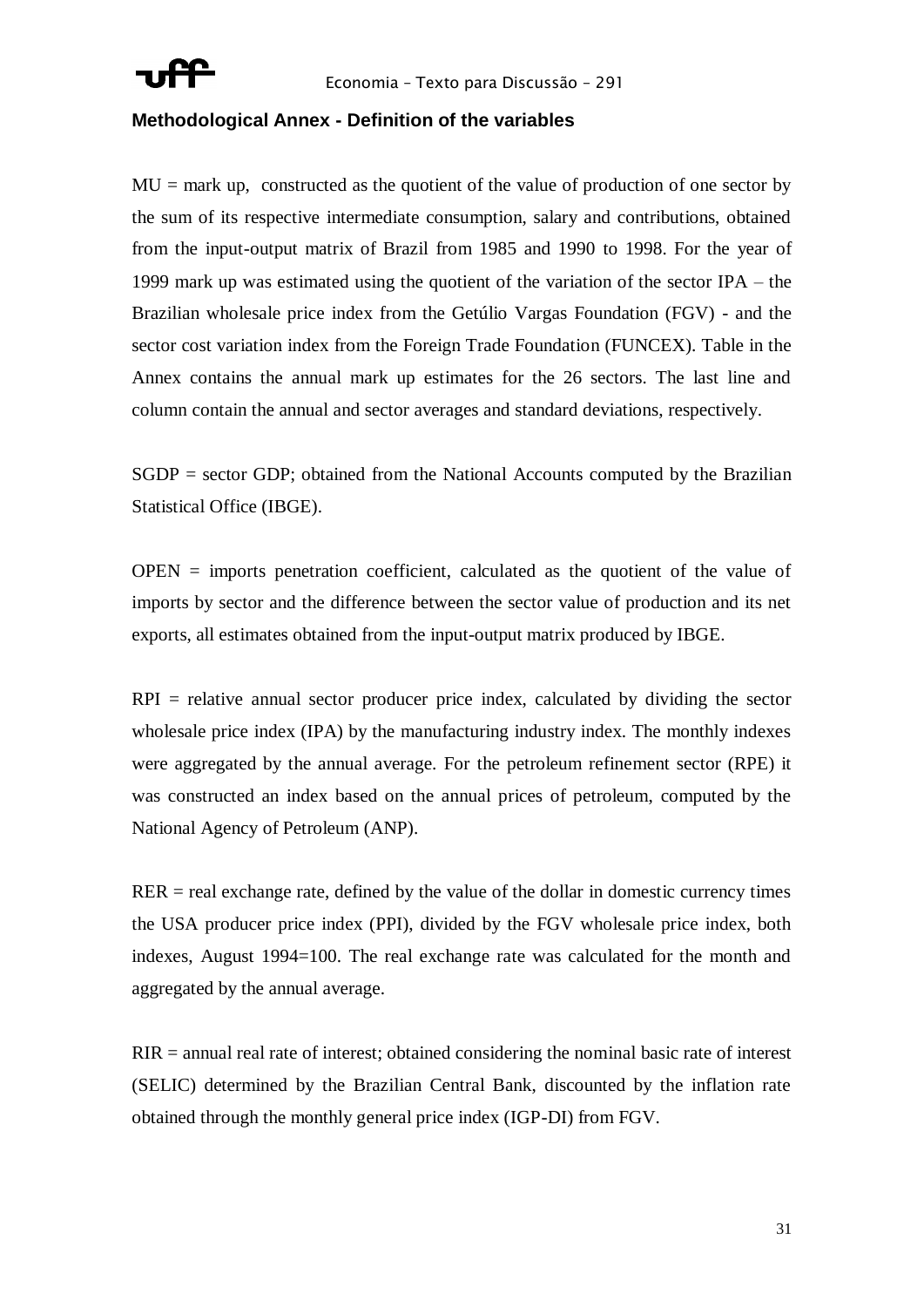### Methodological Annex - Definition of the variables

MU = mark up, constructed as the quotient of the value of production of one sector by the sum of its respective intermediate consumption, salary and contributions, obtained from the input-output matrix of Brazil from 1985 and 1990 to 1998. For the year of 1999 mark up was estimated using the quotient of the variation of the sector IPA – the Brazilian wholesale price index from the Getúlio Vargas Foundation (FGV) - and the sector cost variation index from the Foreign Trade Foundation (FUNCEX). Table in the Annex contains the annual mark up estimates for the 26 sectors. The last line and column contain the annual and sector averages and standard deviations, respectively.

SGDP = sector GDP; obtained from the National Accounts computed by the Brazilian Statistical Office (IBGE).

OPEN = imports penetration coefficient, calculated as the quotient of the value of imports by sector and the difference between the sector value of production and its net exports, all estimates obtained from the input-output matrix produced by IBGE.

RPI = relative annual sector producer price index, calculated by dividing the sector wholesale price index (IPA) by the manufacturing industry index. The monthly indexes were aggregated by the annual average. For the petroleum refinement sector (RPE) it was constructed an index based on the annual prices of petroleum, computed by the National Agency of Petroleum (ANP).

RER = real exchange rate, defined by the value of the dollar in domestic currency times the USA producer price index (PPI), divided by the FGV wholesale price index, both indexes, August 1994=100. The real exchange rate was calculated for the month and aggregated by the annual average.

RIR = annual real rate of interest; obtained considering the nominal basic rate of interest (SELIC) determined by the Brazilian Central Bank, discounted by the inflation rate obtained through the monthly general price index (IGP-DI) from FGV.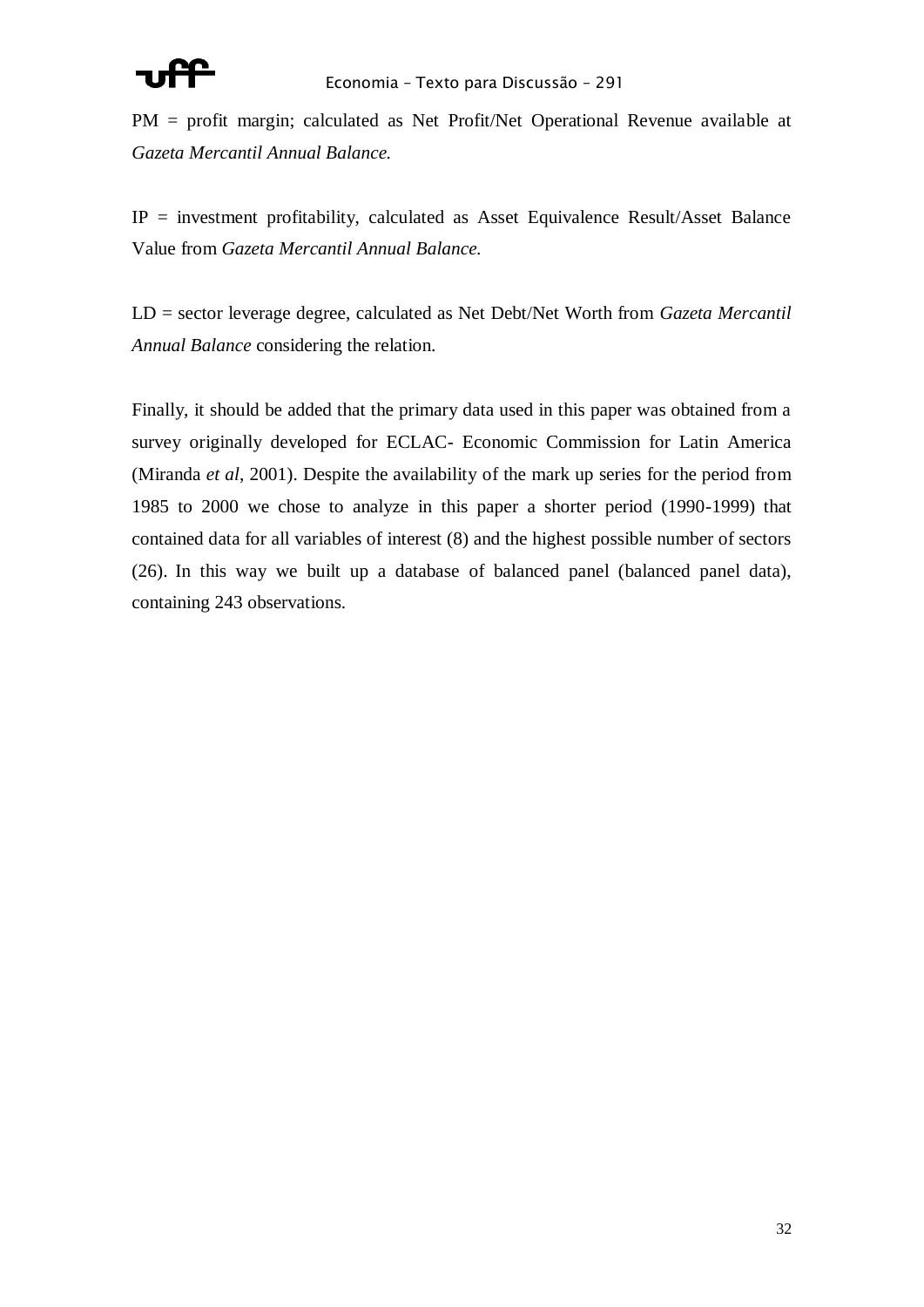PM = profit margin; calculated as Net Profit/Net Operational Revenue available at *Gazeta Mercantil Annual Balance.*

IP = investment profitability, calculated as Asset Equivalence Result/Asset Balance Value from *Gazeta Mercantil Annual Balance.*

LD = sector leverage degree, calculated as Net Debt/Net Worth from *Gazeta Mercantil Annual Balance* considering the relation.

Finally, it should be added that the primary data used in this paper was obtained from a survey originally developed for ECLAC- Economic Commission for Latin America (Miranda *et al*, 2001). Despite the availability of the mark up series for the period from 1985 to 2000 we chose to analyze in this paper a shorter period (1990-1999) that contained data for all variables of interest (8) and the highest possible number of sectors (26). In this way we built up a database of balanced panel (balanced panel data), containing 243 observations.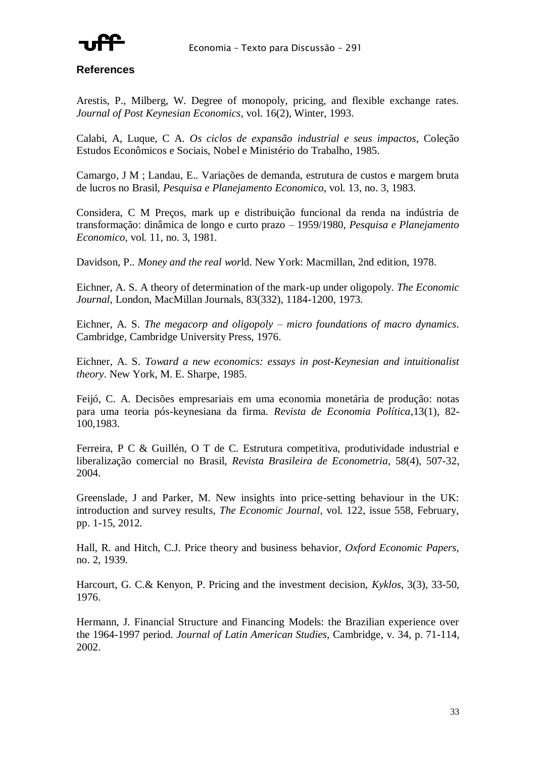## References

Arestis, P., Milberg, W. Degree of monopoly, pricing, and flexible exchange rates. *Journal of Post Keynesian Economics*, vol. 16(2), Winter, 1993.

Calabi, A, Luque, C A. *Os ciclos de expansão industrial e seus impactos*, Coleção Estudos Econômicos e Sociais, Nobel e Ministério do Trabalho, 1985.

Camargo, J M ; Landau, E.. Variações de demanda, estrutura de custos e margem bruta de lucros no Brasil, *Pesquisa e Planejamento Economico*, vol. 13, no. 3, 1983.

Considera, C M Preços, mark up e distribuição funcional da renda na indústria de transformação: dinâmica de longo e curto prazo – 1959/1980, *Pesquisa e Planejamento Economico*, vol. 11, no. 3, 1981.

Davidson, P.. *Money and the real wor*ld. New York: Macmillan, 2nd edition, 1978.

Eichner, A. S. A theory of determination of the mark-up under oligopoly. *The Economic Journal*, London, MacMillan Journals, 83(332), 1184-1200, 1973.

Eichner, A. S. *The megacorp and oligopoly – micro foundations of macro dynamics*. Cambridge, Cambridge University Press, 1976.

Eichner, A. S. *Toward a new economics: essays in post-Keynesian and intuitionalist theory*. New York, M. E. Sharpe, 1985.

Feijó, C. A. Decisões empresariais em uma economia monetária de produção: notas para uma teoria pós-keynesiana da firma. *Revista de Economia Política*,13(1), 82-100,1983.

Ferreira, P C & Guillén, O T de C. Estrutura competitiva, produtividade industrial e liberalização comercial no Brasil, *Revista Brasileira de Econometria*, 58(4), 507-32, 2004.

Greenslade, J and Parker, M. New insights into price-setting behaviour in the UK: introduction and survey results, *The Economic Journal*, vol. 122, issue 558, February, pp. 1-15, 2012.

Hall, R. and Hitch, C.J. Price theory and business behavior, *Oxford Economic Papers*, no. 2, 1939.

Harcourt, G. C.& Kenyon, P. Pricing and the investment decision, *Kyklos*, 3(3), 33-50, 1976.

Hermann, J. Financial Structure and Financing Models: the Brazilian experience over the 1964-1997 period. *Journal of Latin American Studies*, Cambridge, v. 34, p. 71-114, 2002.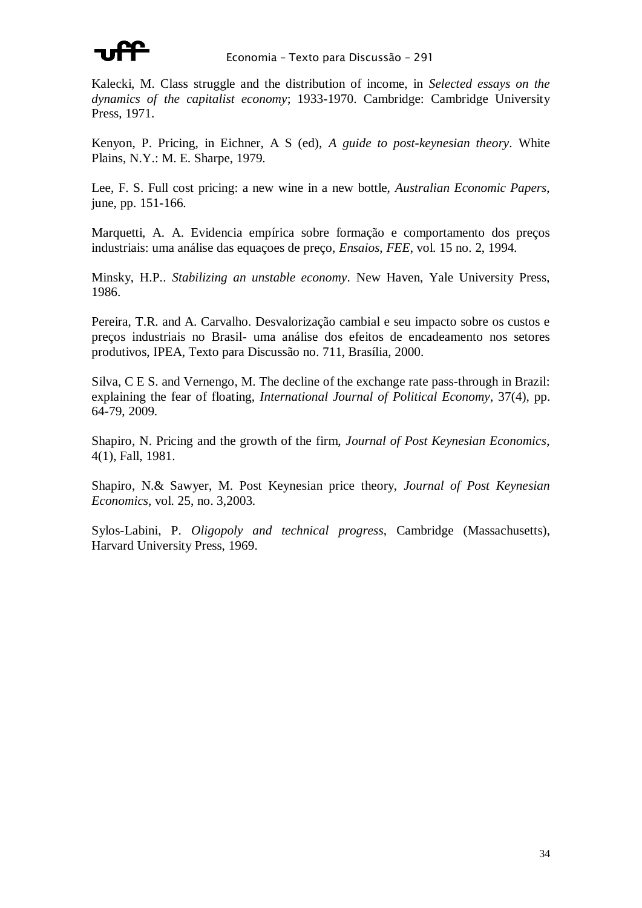Kalecki, M. Class struggle and the distribution of income, in *Selected essays on the dynamics of the capitalist economy*; 1933-1970. Cambridge: Cambridge University Press, 1971.

Kenyon, P. Pricing, in Eichner, A S (ed), *A guide to post-keynesian theory*. White Plains, N.Y.: M. E. Sharpe, 1979.

Lee, F. S. Full cost pricing: a new wine in a new bottle, *Australian Economic Papers*, june, pp. 151-166.

Marquetti, A. A. Evidencia empírica sobre formação e comportamento dos preços industriais: uma análise das equaçoes de preço, *Ensaios, FEE*, vol. 15 no. 2, 1994.

Minsky, H.P.. *Stabilizing an unstable economy*. New Haven, Yale University Press, 1986.

Pereira, T.R. and A. Carvalho. Desvalorização cambial e seu impacto sobre os custos e preços industriais no Brasil- uma análise dos efeitos de encadeamento nos setores produtivos, IPEA, Texto para Discussão no. 711, Brasília, 2000.

Silva, C E S. and Vernengo, M. The decline of the exchange rate pass-through in Brazil: explaining the fear of floating, *International Journal of Political Economy*, 37(4), pp. 64-79, 2009.

Shapiro, N. Pricing and the growth of the firm, *Journal of Post Keynesian Economics*, 4(1), Fall, 1981.

Shapiro, N.& Sawyer, M. Post Keynesian price theory, *Journal of Post Keynesian Economics*, vol. 25, no. 3,2003.

Sylos-Labini, P. *Oligopoly and technical progress*, Cambridge (Massachusetts), Harvard University Press, 1969.